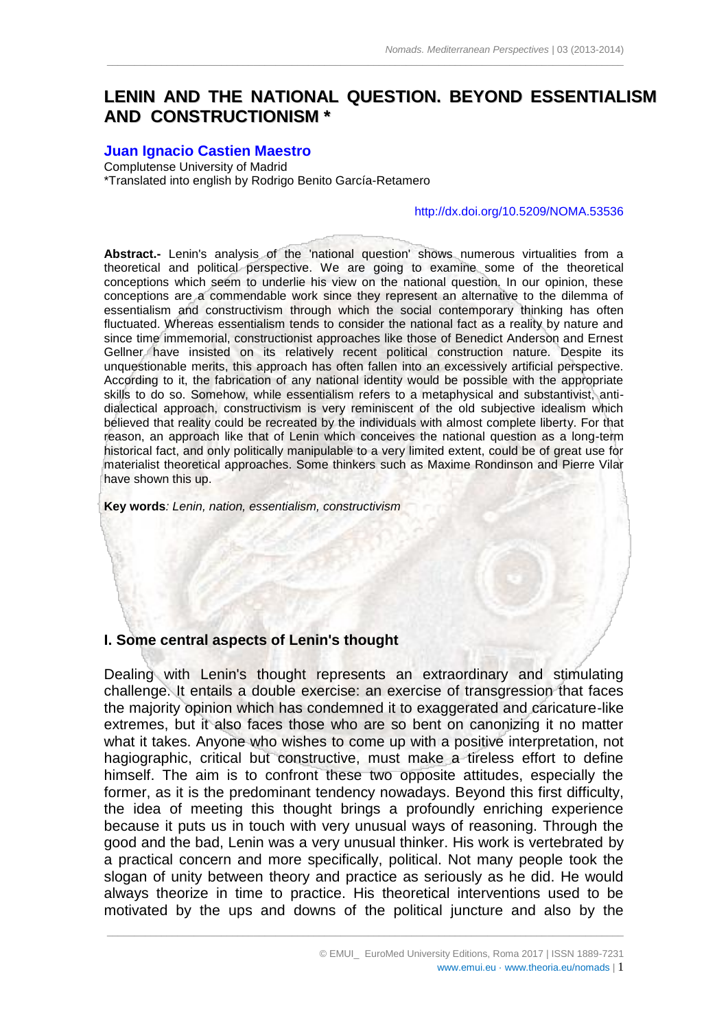# LENIN AND THE NATIONAL QUESTION. BEYOND ESSENTIALISM AND CONSTRUCTIONISM *

**Juan Ignacio Castien Maestro**
Complutense University of Madrid
*Translated into english by Rodrigo Benito García-Retamero

http://dx.doi.org/10.5209/NOMA.53536

**Abstract.-** Lenin's analysis of the 'national question' shows numerous virtualities from a theoretical and political perspective. We are going to examine some of the theoretical conceptions which seem to underlie his view on the national question. In our opinion, these conceptions are a commendable work since they represent an alternative to the dilemma of essentialism and constructivism through which the social contemporary thinking has often fluctuated. Whereas essentialism tends to consider the national fact as a reality by nature and since time immemorial, constructionist approaches like those of Benedict Anderson and Ernest Gellner have insisted on its relatively recent political construction nature. Despite its unquestionable merits, this approach has often fallen into an excessively artificial perspective. According to it, the fabrication of any national identity would be possible with the appropriate skills to do so. Somehow, while essentialism refers to a metaphysical and substantivist, anti-dialectical approach, constructivism is very reminiscent of the old subjective idealism which believed that reality could be recreated by the individuals with almost complete liberty. For that reason, an approach like that of Lenin which conceives the national question as a long-term historical fact, and only politically manipulable to a very limited extent, could be of great use for materialist theoretical approaches. Some thinkers such as Maxime Rondinson and Pierre Vilar have shown this up.

**Key words***: Lenin, nation, essentialism, constructivism*

## I. Some central aspects of Lenin's thought

Dealing with Lenin's thought represents an extraordinary and stimulating challenge. It entails a double exercise: an exercise of transgression that faces the majority opinion which has condemned it to exaggerated and caricature-like extremes, but it also faces those who are so bent on canonizing it no matter what it takes. Anyone who wishes to come up with a positive interpretation, not hagiographic, critical but constructive, must make a tireless effort to define himself. The aim is to confront these two opposite attitudes, especially the former, as it is the predominant tendency nowadays. Beyond this first difficulty, the idea of meeting this thought brings a profoundly enriching experience because it puts us in touch with very unusual ways of reasoning. Through the good and the bad, Lenin was a very unusual thinker. His work is vertebrated by a practical concern and more specifically, political. Not many people took the slogan of unity between theory and practice as seriously as he did. He would always theorize in time to practice. His theoretical interventions used to be motivated by the ups and downs of the political juncture and also by the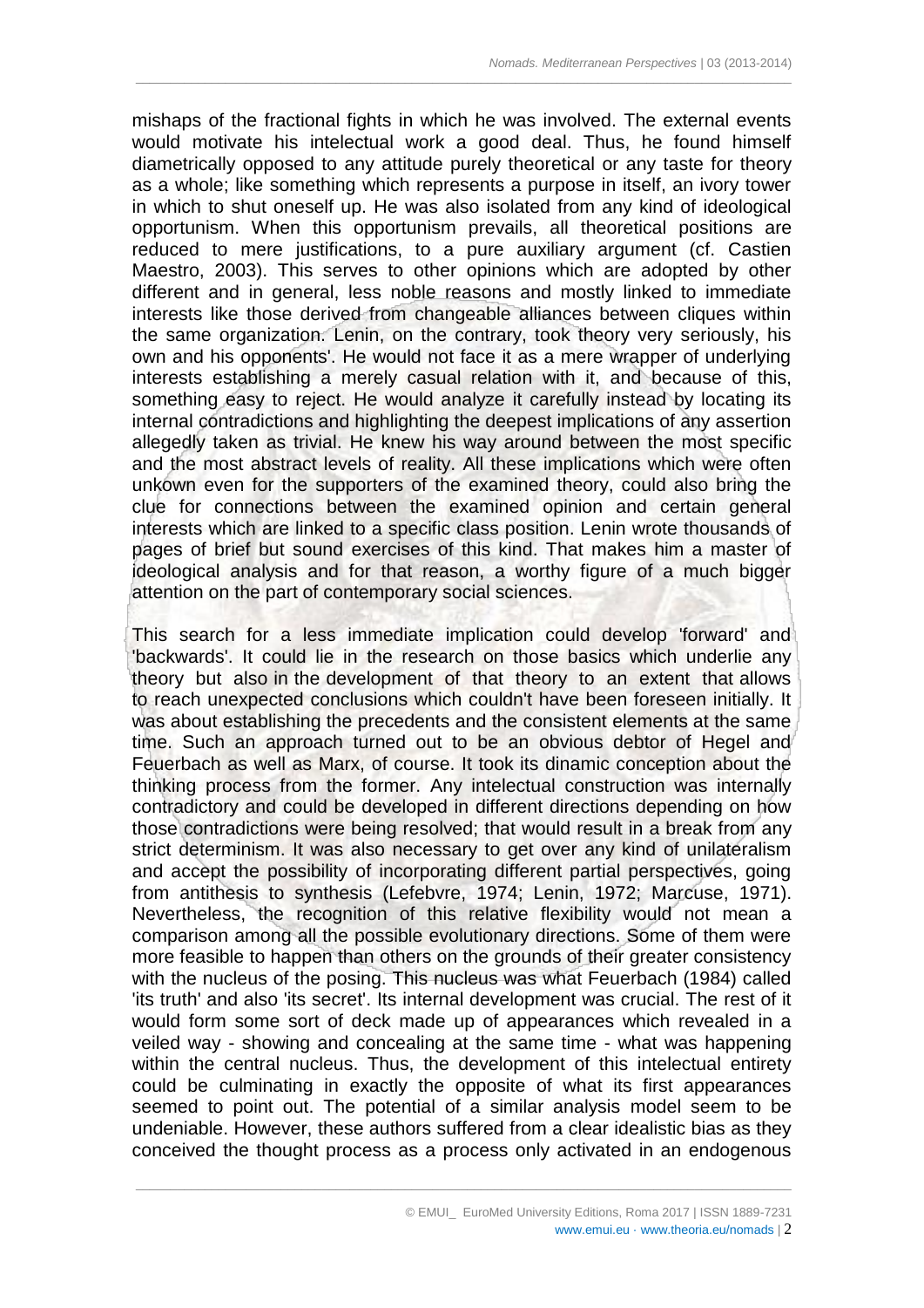mishaps of the fractional fights in which he was involved. The external events would motivate his intelectual work a good deal. Thus, he found himself diametrically opposed to any attitude purely theoretical or any taste for theory as a whole; like something which represents a purpose in itself, an ivory tower in which to shut oneself up. He was also isolated from any kind of ideological opportunism. When this opportunism prevails, all theoretical positions are reduced to mere justifications, to a pure auxiliary argument (cf. Castien Maestro, 2003). This serves to other opinions which are adopted by other different and in general, less noble reasons and mostly linked to immediate interests like those derived from changeable alliances between cliques within the same organization. Lenin, on the contrary, took theory very seriously, his own and his opponents'. He would not face it as a mere wrapper of underlying interests establishing a merely casual relation with it, and because of this, something easy to reject. He would analyze it carefully instead by locating its internal contradictions and highlighting the deepest implications of any assertion allegedly taken as trivial. He knew his way around between the most specific and the most abstract levels of reality. All these implications which were often unkown even for the supporters of the examined theory, could also bring the clue for connections between the examined opinion and certain general interests which are linked to a specific class position. Lenin wrote thousands of pages of brief but sound exercises of this kind. That makes him a master of ideological analysis and for that reason, a worthy figure of a much bigger attention on the part of contemporary social sciences.

This search for a less immediate implication could develop 'forward' and 'backwards'. It could lie in the research on those basics which underlie any theory but also in the development of that theory to an extent that allows to reach unexpected conclusions which couldn't have been foreseen initially. It was about establishing the precedents and the consistent elements at the same time. Such an approach turned out to be an obvious debtor of Hegel and Feuerbach as well as Marx, of course. It took its dinamic conception about the thinking process from the former. Any intellectual construction was internally contradictory and could be developed in different directions depending on how those contradictions were being resolved; that would result in a break from any strict determinism. It was also necessary to get over any kind of unilateralism and accept the possibility of incorporating different partial perspectives, going from antithesis to synthesis (Lefebvre, 1974; Lenin, 1972; Marcuse, 1971). Nevertheless, the recognition of this relative flexibility would not mean a comparison among all the possible evolutionary directions. Some of them were more feasible to happen than others on the grounds of their greater consistency with the nucleus of the posing. This nucleus was what Feuerbach (1984) called 'its truth' and also 'its secret'. Its internal development was crucial. The rest of it would form some sort of deck made up of appearances which revealed in a veiled way - showing and concealing at the same time - what was happening within the central nucleus. Thus, the development of this intelectual entirety could be culminating in exactly the opposite of what its first appearances seemed to point out. The potential of a similar analysis model seem to be undeniable. However, these authors suffered from a clear idealistic bias as they conceived the thought process as a process only activated in an endogenous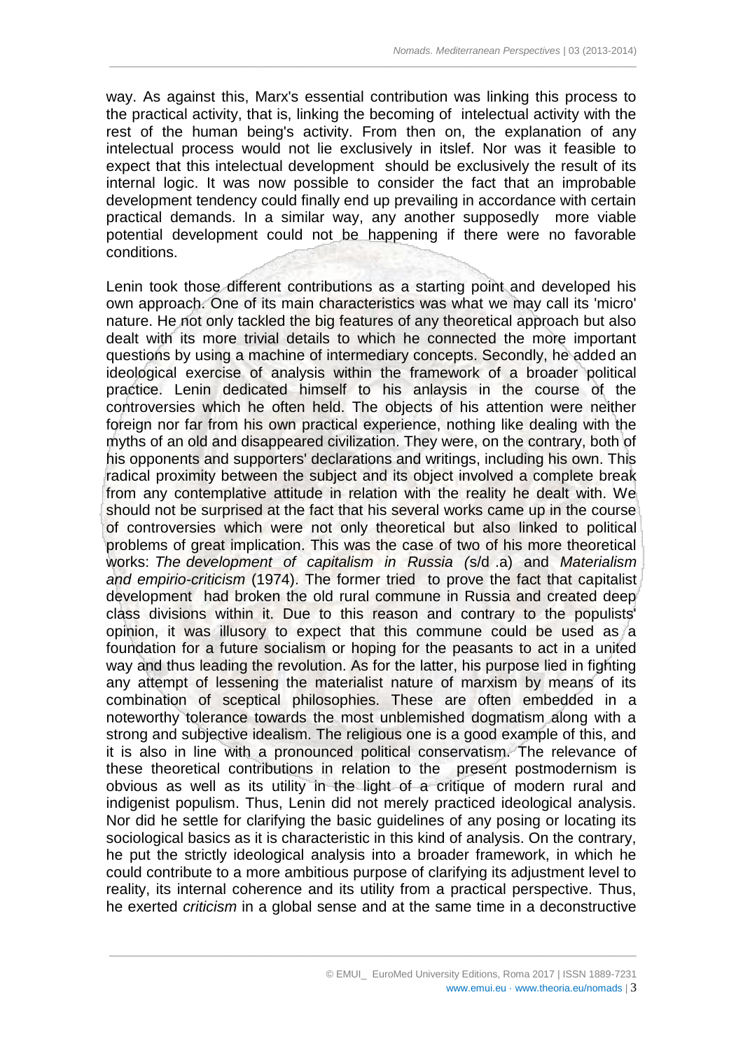way. As against this, Marx's essential contribution was linking this process to the practical activity, that is, linking the becoming of intelectual activity with the rest of the human being's activity. From then on, the explanation of any intelectual process would not lie exclusively in itslef. Nor was it feasible to expect that this intelectual development should be exclusively the result of its internal logic. It was now possible to consider the fact that an improbable development tendency could finally end up prevailing in accordance with certain practical demands. In a similar way, any another supposedly more viable potential development could not be happening if there were no favorable conditions.

Lenin took those different contributions as a starting point and developed his own approach. One of its main characteristics was what we may call its 'micro' nature. He not only tackled the big features of any theoretical approach but also dealt with its more trivial details to which he connected the more important questions by using a machine of intermediary concepts. Secondly, he added an ideological exercise of analysis within the framework of a broader political practice. Lenin dedicated himself to his anlaysis in the course of the controversies which he often held. The objects of his attention were neither foreign nor far from his own practical experience, nothing like dealing with the myths of an old and disappeared civilization. They were, on the contrary, both of his opponents and supporters' declarations and writings, including his own. This radical proximity between the subject and its object involved a complete break from any contemplative attitude in relation with the reality he dealt with. We should not be surprised at the fact that his several works came up in the course of controversies which were not only theoretical but also linked to political problems of great implication. This was the case of two of his more theoretical works: *The development of capitalism in Russia (*s/d .a) and *Materialism and empirio-criticism* (1974). The former tried to prove the fact that capitalist development had broken the old rural commune in Russia and created deep class divisions within it. Due to this reason and contrary to the populists' opinion, it was illusory to expect that this commune could be used as a foundation for a future socialism or hoping for the peasants to act in a united way and thus leading the revolution. As for the latter, his purpose lied in fighting any attempt of lessening the materialist nature of marxism by means of its combination of sceptical philosophies. These are often embedded in a noteworthy tolerance towards the most unblemished dogmatism along with a strong and subjective idealism. The religious one is a good example of this, and it is also in line with a pronounced political conservatism. The relevance of these theoretical contributions in relation to the present postmodernism is obvious as well as its utility in the light of a critique of modern rural and indigenist populism. Thus, Lenin did not merely practiced ideological analysis. Nor did he settle for clarifying the basic guidelines of any posing or locating its sociological basics as it is characteristic in this kind of analysis. On the contrary, he put the strictly ideological analysis into a broader framework, in which he could contribute to a more ambitious purpose of clarifying its adjustment level to reality, its internal coherence and its utility from a practical perspective. Thus, he exerted *criticism* in a global sense and at the same time in a deconstructive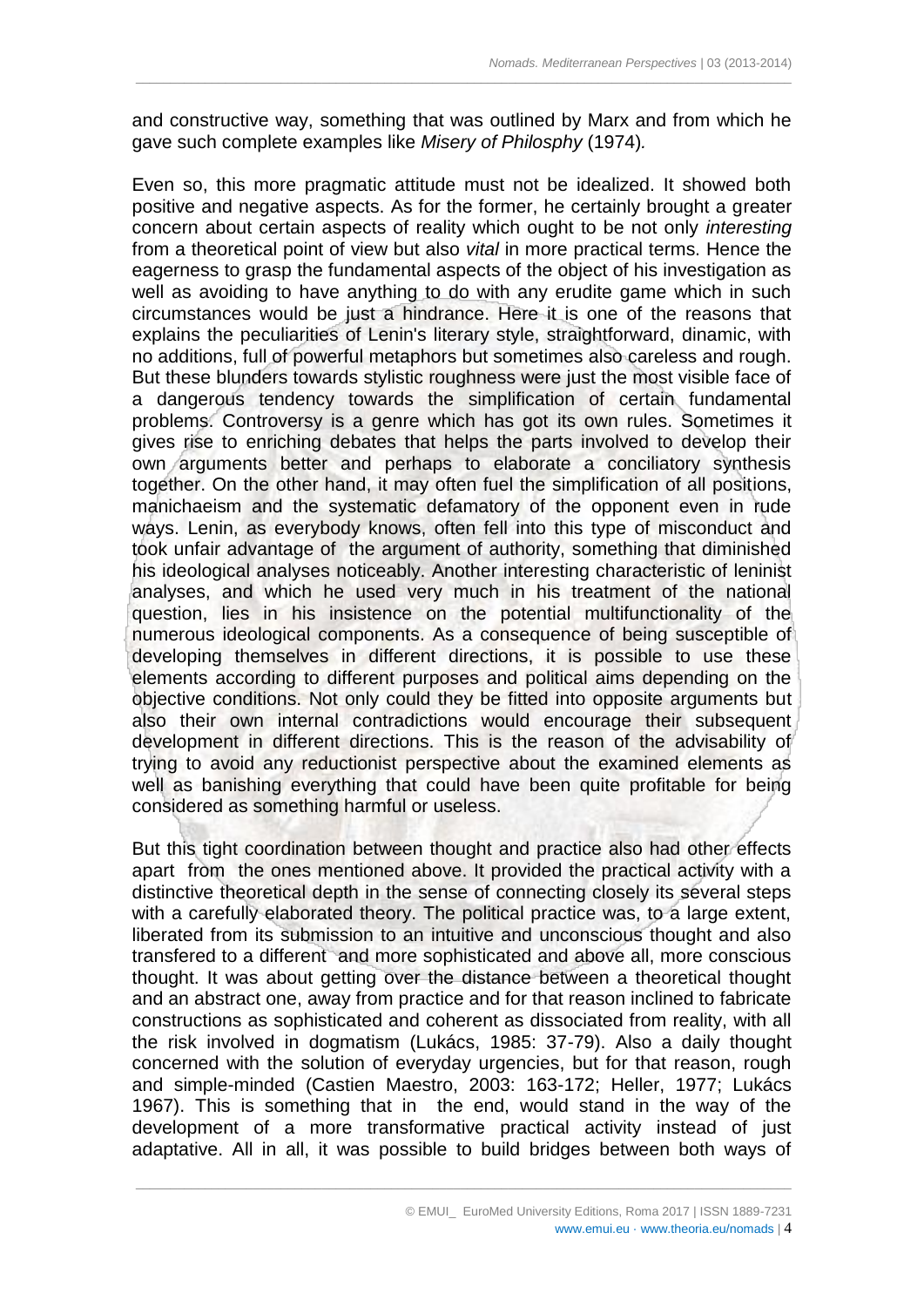and constructive way, something that was outlined by Marx and from which he gave such complete examples like *Misery of Philosphy* (1974).

Even so, this more pragmatic attitude must not be idealized. It showed both positive and negative aspects. As for the former, he certainly brought a greater concern about certain aspects of reality which ought to be not only *interesting* from a theoretical point of view but also *vital* in more practical terms. Hence the eagerness to grasp the fundamental aspects of the object of his investigation as well as avoiding to have anything to do with any erudite game which in such circumstances would be just a hindrance. Here it is one of the reasons that explains the peculiarities of Lenin's literary style, straightforward, dinamic, with no additions, full of powerful metaphors but sometimes also careless and rough. But these blunders towards stylistic roughness were just the most visible face of a dangerous tendency towards the simplification of certain fundamental problems. Controversy is a genre which has got its own rules. Sometimes it gives rise to enriching debates that helps the parts involved to develop their own arguments better and perhaps to elaborate a conciliatory synthesis together. On the other hand, it may often fuel the simplification of all positions, manichaeism and the systematic defamatory of the opponent even in rude ways. Lenin, as everybody knows, often fell into this type of misconduct and took unfair advantage of the argument of authority, something that diminished his ideological analyses noticeably. Another interesting characteristic of leninist analyses, and which he used very much in his treatment of the national question, lies in his insistence on the potential multifunctionality of the numerous ideological components. As a consequence of being susceptible of developing themselves in different directions, it is possible to use these elements according to different purposes and political aims depending on the objective conditions. Not only could they be fitted into opposite arguments but also their own internal contradictions would encourage their subsequent development in different directions. This is the reason of the advisability of trying to avoid any reductionist perspective about the examined elements as well as banishing everything that could have been quite profitable for being considered as something harmful or useless.

But this tight coordination between thought and practice also had other effects apart from the ones mentioned above. It provided the practical activity with a distinctive theoretical depth in the sense of connecting closely its several steps with a carefully elaborated theory. The political practice was, to a large extent, liberated from its submission to an intuitive and unconscious thought and also transfered to a different and more sophisticated and above all, more conscious thought. It was about getting over the distance between a theoretical thought and an abstract one, away from practice and for that reason inclined to fabricate constructions as sophisticated and coherent as dissociated from reality, with all the risk involved in dogmatism (Lukács, 1985: 37-79). Also a daily thought concerned with the solution of everyday urgencies, but for that reason, rough and simple-minded (Castien Maestro, 2003: 163-172; Heller, 1977; Lukács 1967). This is something that in the end, would stand in the way of the development of a more transformative practical activity instead of just adaptative. All in all, it was possible to build bridges between both ways of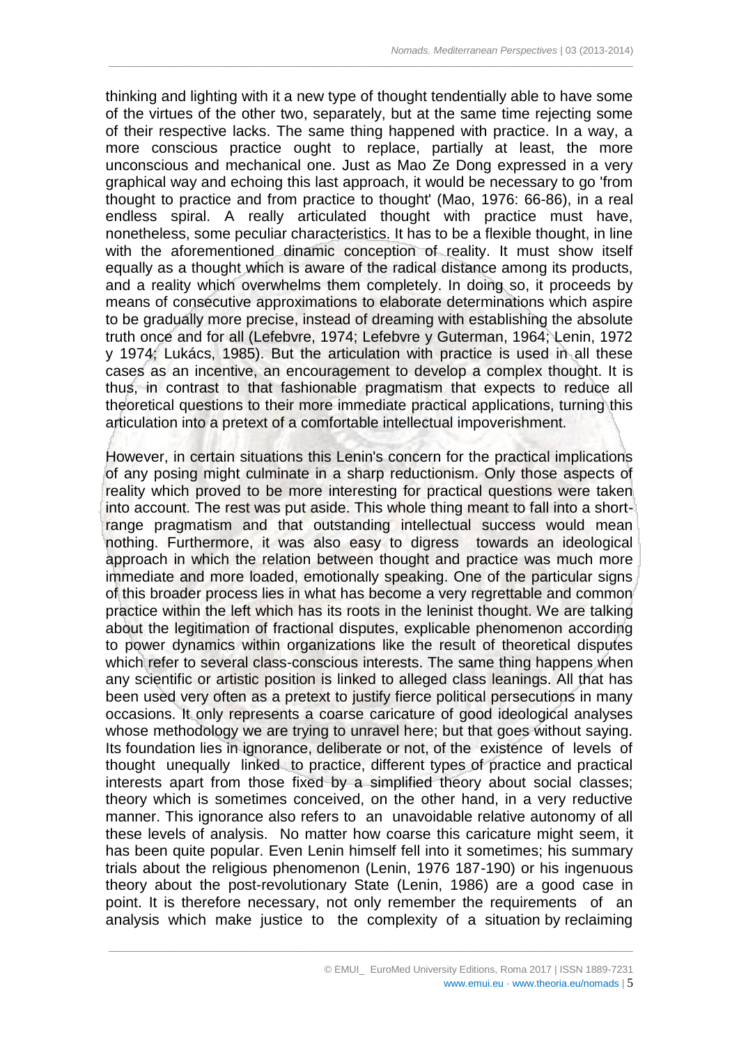thinking and lighting with it a new type of thought tendentially able to have some of the virtues of the other two, separately, but at the same time rejecting some of their respective lacks. The same thing happened with practice. In a way, a more conscious practice ought to replace, partially at least, the more unconscious and mechanical one. Just as Mao Ze Dong expressed in a very graphical way and echoing this last approach, it would be necessary to go 'from thought to practice and from practice to thought' (Mao, 1976: 66-86), in a real endless spiral. A really articulated thought with practice must have, nonetheless, some peculiar characteristics. It has to be a flexible thought, in line with the aforementioned dinamic conception of reality. It must show itself equally as a thought which is aware of the radical distance among its products, and a reality which overwhelms them completely. In doing so, it proceeds by means of consecutive approximations to elaborate determinations which aspire to be gradually more precise, instead of dreaming with establishing the absolute truth once and for all (Lefebvre, 1974; Lefebvre y Guterman, 1964; Lenin, 1972 y 1974; Lukács, 1985). But the articulation with practice is used in all these cases as an incentive, an encouragement to develop a complex thought. It is thus, in contrast to that fashionable pragmatism that expects to reduce all theoretical questions to their more immediate practical applications, turning this articulation into a pretext of a comfortable intellectual impoverishment.

However, in certain situations this Lenin's concern for the practical implications of any posing might culminate in a sharp reductionism. Only those aspects of reality which proved to be more interesting for practical questions were taken into account. The rest was put aside. This whole thing meant to fall into a short-range pragmatism and that outstanding intellectual success would mean nothing. Furthermore, it was also easy to digress towards an ideological approach in which the relation between thought and practice was much more immediate and more loaded, emotionally speaking. One of the particular signs of this broader process lies in what has become a very regrettable and common practice within the left which has its roots in the leninist thought. We are talking about the legitimation of fractional disputes, explicable phenomenon according to power dynamics within organizations like the result of theoretical disputes which refer to several class-conscious interests. The same thing happens when any scientific or artistic position is linked to alleged class leanings. All that has been used very often as a pretext to justify fierce political persecutions in many occasions. It only represents a coarse caricature of good ideological analyses whose methodology we are trying to unravel here; but that goes without saying. Its foundation lies in ignorance, deliberate or not, of the existence of levels of thought unequally linked to practice, different types of practice and practical interests apart from those fixed by a simplified theory about social classes; theory which is sometimes conceived, on the other hand, in a very reductive manner. This ignorance also refers to an unavoidable relative autonomy of all these levels of analysis. No matter how coarse this caricature might seem, it has been quite popular. Even Lenin himself fell into it sometimes; his summary trials about the religious phenomenon (Lenin, 1976 187-190) or his ingenuous theory about the post-revolutionary State (Lenin, 1986) are a good case in point. It is therefore necessary, not only remember the requirements of an analysis which make justice to the complexity of a situation by reclaiming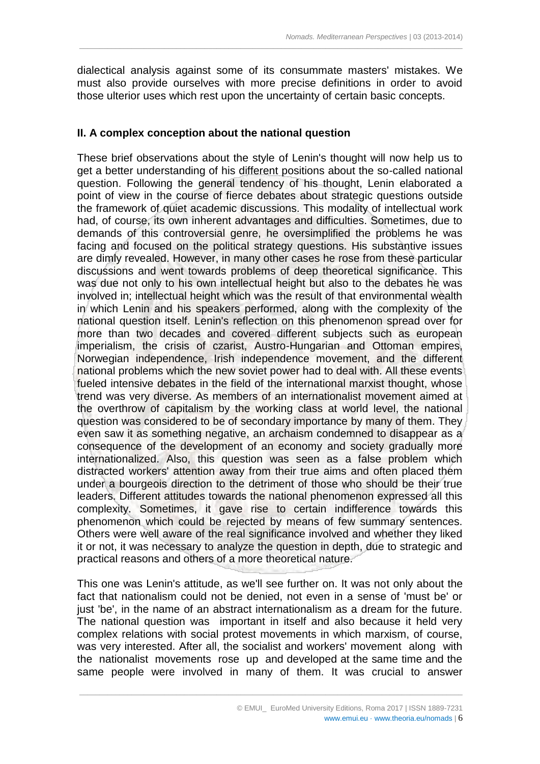dialectical analysis against some of its consummate masters' mistakes. We must also provide ourselves with more precise definitions in order to avoid those ulterior uses which rest upon the uncertainty of certain basic concepts.

## II. A complex conception about the national question

These brief observations about the style of Lenin's thought will now help us to get a better understanding of his different positions about the so-called national question. Following the general tendency of his thought, Lenin elaborated a point of view in the course of fierce debates about strategic questions outside the framework of quiet academic discussions. This modality of intellectual work had, of course, its own inherent advantages and difficulties. Sometimes, due to demands of this controversial genre, he oversimplified the problems he was facing and focused on the political strategy questions. His substantive issues are dimly revealed. However, in many other cases he rose from these particular discussions and went towards problems of deep theoretical significance. This was due not only to his own intellectual height but also to the debates he was involved in; intellectual height which was the result of that environmental wealth in which Lenin and his speakers performed, along with the complexity of the national question itself. Lenin's reflection on this phenomenon spread over for more than two decades and covered different subjects such as european imperialism, the crisis of czarist, Austro-Hungarian and Ottoman empires, Norwegian independence, Irish independence movement, and the different national problems which the new soviet power had to deal with. All these events fueled intensive debates in the field of the international marxist thought, whose trend was very diverse. As members of an internationalist movement aimed at the overthrow of capitalism by the working class at world level, the national question was considered to be of secondary importance by many of them. They even saw it as something negative, an archaism condemned to disappear as a consequence of the development of an economy and society gradually more internationalized. Also, this question was seen as a false problem which distracted workers' attention away from their true aims and often placed them under a bourgeois direction to the detriment of those who should be their true leaders. Different attitudes towards the national phenomenon expressed all this complexity. Sometimes, it gave rise to certain indifference towards this phenomenon which could be rejected by means of few summary sentences. Others were well aware of the real significance involved and whether they liked it or not, it was necessary to analyze the question in depth, due to strategic and practical reasons and others of a more theoretical nature.

This one was Lenin's attitude, as we'll see further on. It was not only about the fact that nationalism could not be denied, not even in a sense of 'must be' or just 'be', in the name of an abstract internationalism as a dream for the future. The national question was important in itself and also because it held very complex relations with social protest movements in which marxism, of course, was very interested. After all, the socialist and workers' movement along with the nationalist movements rose up and developed at the same time and the same people were involved in many of them. It was crucial to answer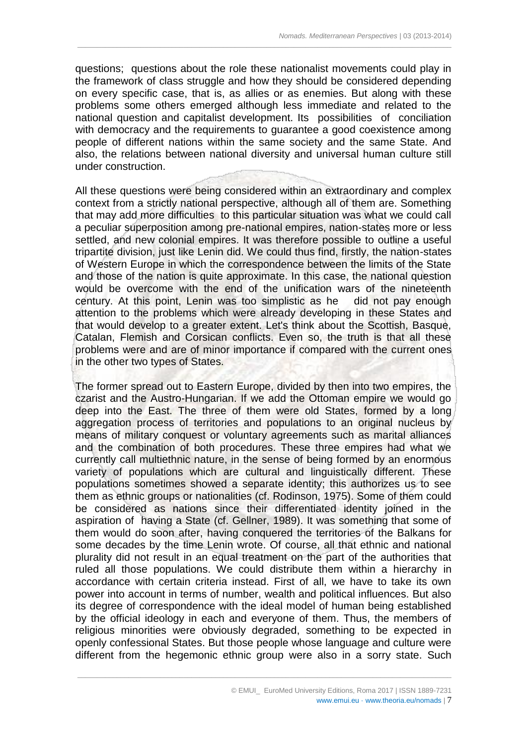questions; questions about the role these nationalist movements could play in the framework of class struggle and how they should be considered depending on every specific case, that is, as allies or as enemies. But along with these problems some others emerged although less immediate and related to the national question and capitalist development. Its possibilities of conciliation with democracy and the requirements to guarantee a good coexistence among people of different nations within the same society and the same State. And also, the relations between national diversity and universal human culture still under construction.

All these questions were being considered within an extraordinary and complex context from a strictly national perspective, although all of them are. Something that may add more difficulties to this particular situation was what we could call a peculiar superposition among pre-national empires, nation-states more or less settled, and new colonial empires. It was therefore possible to outline a useful tripartite division, just like Lenin did. We could thus find, firstly, the nation-states of Western Europe in which the correspondence between the limits of the State and those of the nation is quite approximate. In this case, the national question would be overcome with the end of the unification wars of the nineteenth century. At this point, Lenin was too simplistic as he did not pay enough attention to the problems which were already developing in these States and that would develop to a greater extent. Let's think about the Scottish, Basque, Catalan, Flemish and Corsican conflicts. Even so, the truth is that all these problems were and are of minor importance if compared with the current ones in the other two types of States.

The former spread out to Eastern Europe, divided by then into two empires, the czarist and the Austro-Hungarian. If we add the Ottoman empire we would go deep into the East. The three of them were old States, formed by a long aggregation process of territories and populations to an original nucleus by means of military conquest or voluntary agreements such as marital alliances and the combination of both procedures. These three empires had what we currently call multiethnic nature, in the sense of being formed by an enormous variety of populations which are cultural and linguistically different. These populations sometimes showed a separate identity; this authorizes us to see them as ethnic groups or nationalities (cf. Rodinson, 1975). Some of them could be considered as nations since their differentiated identity joined in the aspiration of having a State (cf. Gellner, 1989). It was something that some of them would do soon after, having conquered the territories of the Balkans for some decades by the time Lenin wrote. Of course, all that ethnic and national plurality did not result in an equal treatment on the part of the authorities that ruled all those populations. We could distribute them within a hierarchy in accordance with certain criteria instead. First of all, we have to take its own power into account in terms of number, wealth and political influences. But also its degree of correspondence with the ideal model of human being established by the official ideology in each and everyone of them. Thus, the members of religious minorities were obviously degraded, something to be expected in openly confessional States. But those people whose language and culture were different from the hegemonic ethnic group were also in a sorry state. Such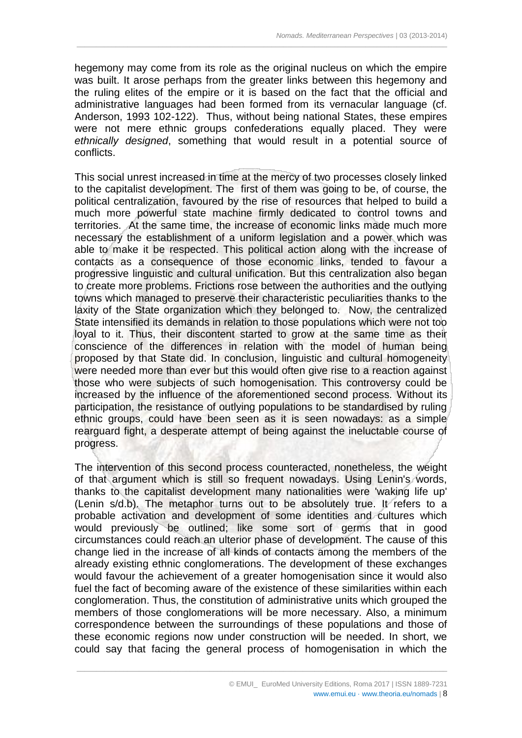hegemony may come from its role as the original nucleus on which the empire was built. It arose perhaps from the greater links between this hegemony and the ruling elites of the empire or it is based on the fact that the official and administrative languages had been formed from its vernacular language (cf. Anderson, 1993 102-122). Thus, without being national States, these empires were not mere ethnic groups confederations equally placed. They were *ethnically designed*, something that would result in a potential source of conflicts.

This social unrest increased in time at the mercy of two processes closely linked to the capitalist development. The first of them was going to be, of course, the political centralization, favoured by the rise of resources that helped to build a much more powerful state machine firmly dedicated to control towns and territories. At the same time, the increase of economic links made much more necessary the establishment of a uniform legislation and a power which was able to make it be respected. This political action along with the increase of contacts as a consequence of those economic links, tended to favour a progressive linguistic and cultural unification. But this centralization also began to create more problems. Frictions rose between the authorities and the outlying towns which managed to preserve their characteristic peculiarities thanks to the laxity of the State organization which they belonged to. Now, the centralized State intensified its demands in relation to those populations which were not too loyal to it. Thus, their discontent started to grow at the same time as their conscience of the differences in relation with the model of human being proposed by that State did. In conclusion, linguistic and cultural homogeneity were needed more than ever but this would often give rise to a reaction against those who were subjects of such homogenisation. This controversy could be increased by the influence of the aforementioned second process. Without its participation, the resistance of outlying populations to be standardised by ruling ethnic groups, could have been seen as it is seen nowadays: as a simple rearguard fight, a desperate attempt of being against the ineluctable course of progress.

The intervention of this second process counteracted, nonetheless, the weight of that argument which is still so frequent nowadays. Using Lenin's words, thanks to the capitalist development many nationalities were 'waking life up' (Lenin s/d.b). The metaphor turns out to be absolutely true. It refers to a probable activation and development of some identities and cultures which would previously be outlined; like some sort of germs that in good circumstances could reach an ulterior phase of development. The cause of this change lied in the increase of all kinds of contacts among the members of the already existing ethnic conglomerations. The development of these exchanges would favour the achievement of a greater homogenisation since it would also fuel the fact of becoming aware of the existence of these similarities within each conglomeration. Thus, the constitution of administrative units which grouped the members of those conglomerations will be more necessary. Also, a minimum correspondence between the surroundings of these populations and those of these economic regions now under construction will be needed. In short, we could say that facing the general process of homogenisation in which the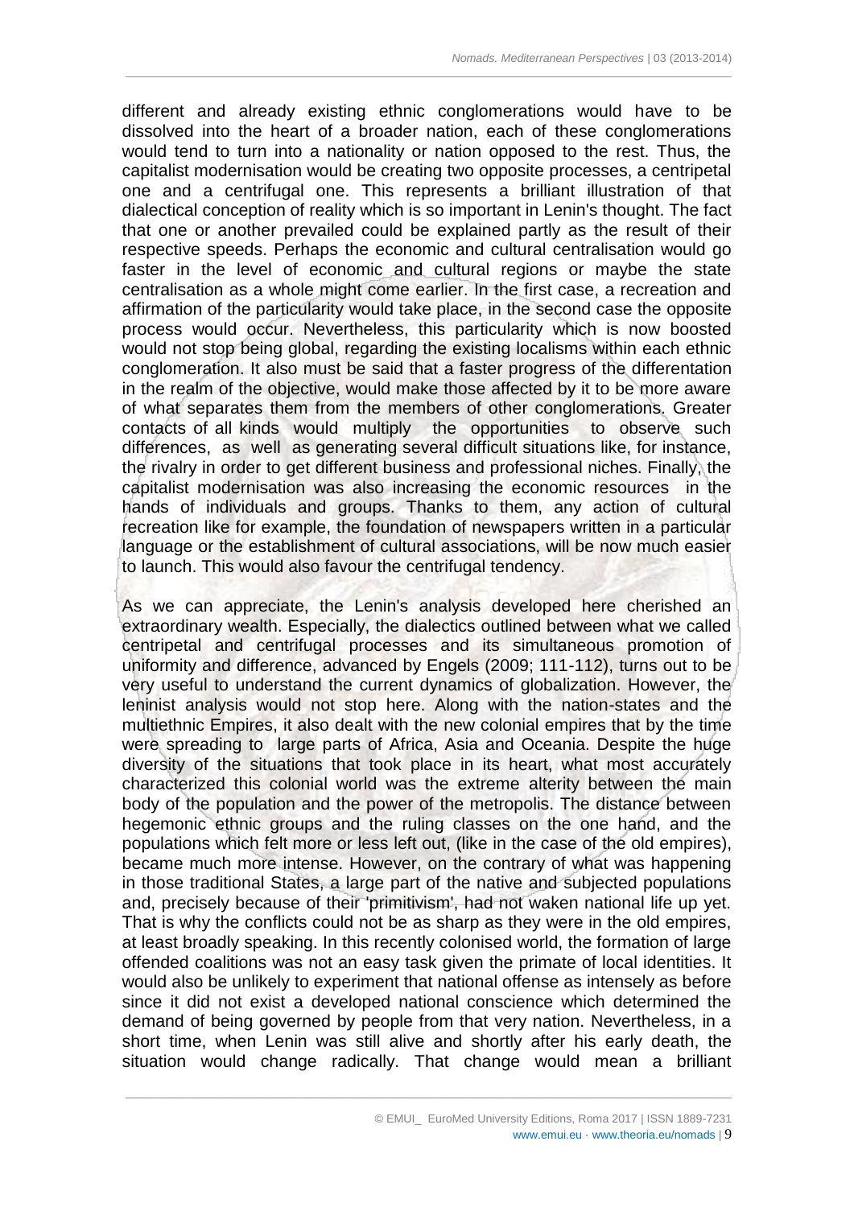different and already existing ethnic conglomerations would have to be dissolved into the heart of a broader nation, each of these conglomerations would tend to turn into a nationality or nation opposed to the rest. Thus, the capitalist modernisation would be creating two opposite processes, a centripetal one and a centrifugal one. This represents a brilliant illustration of that dialectical conception of reality which is so important in Lenin's thought. The fact that one or another prevailed could be explained partly as the result of their respective speeds. Perhaps the economic and cultural centralisation would go faster in the level of economic and cultural regions or maybe the state centralisation as a whole might come earlier. In the first case, a recreation and affirmation of the particularity would take place, in the second case the opposite process would occur. Nevertheless, this particularity which is now boosted would not stop being global, regarding the existing localisms within each ethnic conglomeration. It also must be said that a faster progress of the differentation in the realm of the objective, would make those affected by it to be more aware of what separates them from the members of other conglomerations. Greater contacts of all kinds would multiply the opportunities to observe such differences, as well as generating several difficult situations like, for instance, the rivalry in order to get different business and professional niches. Finally, the capitalist modernisation was also increasing the economic resources in the hands of individuals and groups. Thanks to them, any action of cultural recreation like for example, the foundation of newspapers written in a particular language or the establishment of cultural associations, will be now much easier to launch. This would also favour the centrifugal tendency.

As we can appreciate, the Lenin's analysis developed here cherished an extraordinary wealth. Especially, the dialectics outlined between what we called centripetal and centrifugal processes and its simultaneous promotion of uniformity and difference, advanced by Engels (2009; 111-112), turns out to be very useful to understand the current dynamics of globalization. However, the leninist analysis would not stop here. Along with the nation-states and the multiethnic Empires, it also dealt with the new colonial empires that by the time were spreading to large parts of Africa, Asia and Oceania. Despite the huge diversity of the situations that took place in its heart, what most accurately characterized this colonial world was the extreme alterity between the main body of the population and the power of the metropolis. The distance between hegemonic ethnic groups and the ruling classes on the one hand, and the populations which felt more or less left out, (like in the case of the old empires), became much more intense. However, on the contrary of what was happening in those traditional States, a large part of the native and subjected populations and, precisely because of their 'primitivism', had not waken national life up yet. That is why the conflicts could not be as sharp as they were in the old empires, at least broadly speaking. In this recently colonised world, the formation of large offended coalitions was not an easy task given the primate of local identities. It would also be unlikely to experiment that national offense as intensely as before since it did not exist a developed national conscience which determined the demand of being governed by people from that very nation. Nevertheless, in a short time, when Lenin was still alive and shortly after his early death, the situation would change radically. That change would mean a brilliant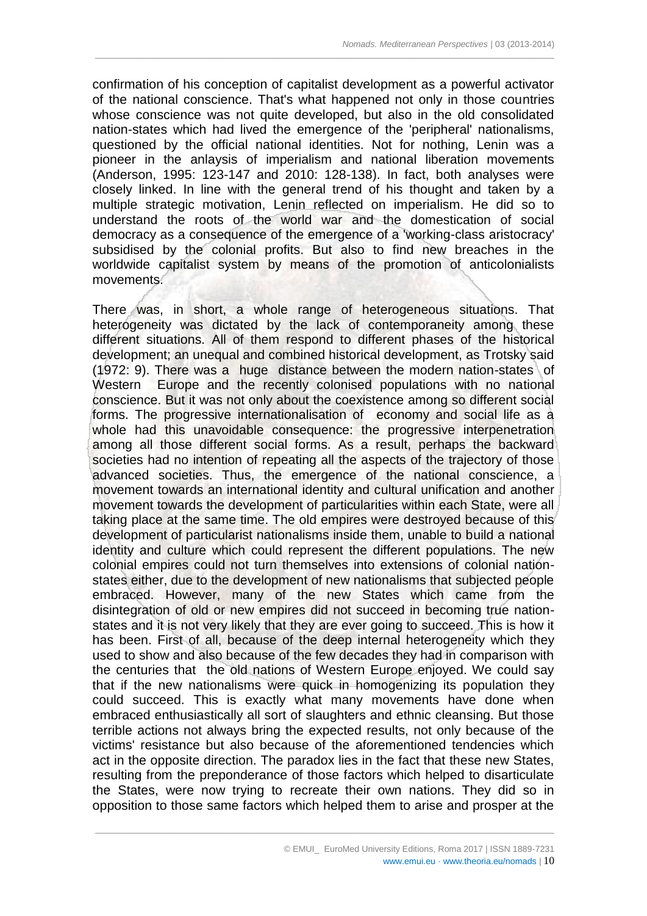confirmation of his conception of capitalist development as a powerful activator of the national conscience. That's what happened not only in those countries whose conscience was not quite developed, but also in the old consolidated nation-states which had lived the emergence of the 'peripheral' nationalisms, questioned by the official national identities. Not for nothing, Lenin was a pioneer in the anlaysis of imperialism and national liberation movements (Anderson, 1995: 123-147 and 2010: 128-138). In fact, both analyses were closely linked. In line with the general trend of his thought and taken by a multiple strategic motivation, Lenin reflected on imperialism. He did so to understand the roots of the world war and the domestication of social democracy as a consequence of the emergence of a 'working-class aristocracy' subsidised by the colonial profits. But also to find new breaches in the worldwide capitalist system by means of the promotion of anticolonialists movements.

There was, in short, a whole range of heterogeneous situations. That heterogeneity was dictated by the lack of contemporaneity among these different situations. All of them respond to different phases of the historical development; an unequal and combined historical development, as Trotsky said (1972: 9). There was a huge distance between the modern nation-states of Western Europe and the recently colonised populations with no national conscience. But it was not only about the coexistence among so different social forms. The progressive internationalisation of economy and social life as a whole had this unavoidable consequence: the progressive interpenetration among all those different social forms. As a result, perhaps the backward societies had no intention of repeating all the aspects of the trajectory of those advanced societies. Thus, the emergence of the national conscience, a movement towards an international identity and cultural unification and another movement towards the development of particularities within each State, were all taking place at the same time. The old empires were destroyed because of this development of particularist nationalisms inside them, unable to build a national identity and culture which could represent the different populations. The new colonial empires could not turn themselves into extensions of colonial nation-states either, due to the development of new nationalisms that subjected people embraced. However, many of the new States which came from the disintegration of old or new empires did not succeed in becoming true nation-states and it is not very likely that they are ever going to succeed. This is how it has been. First of all, because of the deep internal heterogeneity which they used to show and also because of the few decades they had in comparison with the centuries that the old nations of Western Europe enjoyed. We could say that if the new nationalisms were quick in homogenizing its population they could succeed. This is exactly what many movements have done when embraced enthusiastically all sort of slaughters and ethnic cleansing. But those terrible actions not always bring the expected results, not only because of the victims' resistance but also because of the aforementioned tendencies which act in the opposite direction. The paradox lies in the fact that these new States, resulting from the preponderance of those factors which helped to disarticulate the States, were now trying to recreate their own nations. They did so in opposition to those same factors which helped them to arise and prosper at the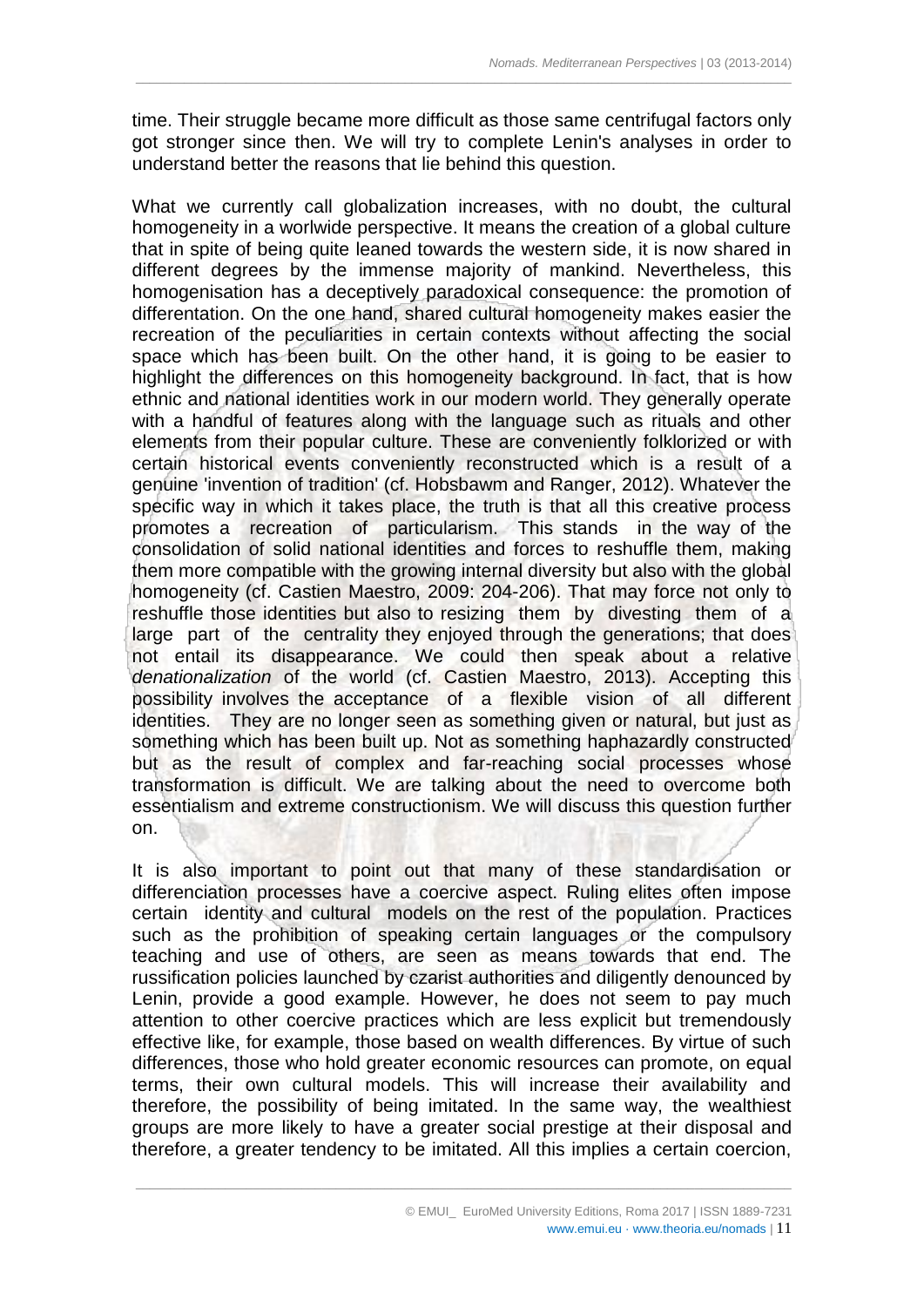time. Their struggle became more difficult as those same centrifugal factors only got stronger since then. We will try to complete Lenin's analyses in order to understand better the reasons that lie behind this question.

What we currently call globalization increases, with no doubt, the cultural homogeneity in a worlwide perspective. It means the creation of a global culture that in spite of being quite leaned towards the western side, it is now shared in different degrees by the immense majority of mankind. Nevertheless, this homogenisation has a deceptively paradoxical consequence: the promotion of differentation. On the one hand, shared cultural homogeneity makes easier the recreation of the peculiarities in certain contexts without affecting the social space which has been built. On the other hand, it is going to be easier to highlight the differences on this homogeneity background. In fact, that is how ethnic and national identities work in our modern world. They generally operate with a handful of features along with the language such as rituals and other elements from their popular culture. These are conveniently folklorized or with certain historical events conveniently reconstructed which is a result of a genuine 'invention of tradition' (cf. Hobsbawm and Ranger, 2012). Whatever the specific way in which it takes place, the truth is that all this creative process promotes a recreation of particularism. This stands in the way of the consolidation of solid national identities and forces to reshuffle them, making them more compatible with the growing internal diversity but also with the global homogeneity (cf. Castien Maestro, 2009: 204-206). That may force not only to reshuffle those identities but also to resizing them by divesting them of a large part of the centrality they enjoyed through the generations; that does not entail its disappearance. We could then speak about a relative *denationalization* of the world (cf. Castien Maestro, 2013). Accepting this possibility involves the acceptance of a flexible vision of all different identities. They are no longer seen as something given or natural, but just as something which has been built up. Not as something haphazardly constructed but as the result of complex and far-reaching social processes whose transformation is difficult. We are talking about the need to overcome both essentialism and extreme constructionism. We will discuss this question further on.

It is also important to point out that many of these standardisation or differenciation processes have a coercive aspect. Ruling elites often impose certain identity and cultural models on the rest of the population. Practices such as the prohibition of speaking certain languages or the compulsory teaching and use of others, are seen as means towards that end. The russification policies launched by czarist authorities and diligently denounced by Lenin, provide a good example. However, he does not seem to pay much attention to other coercive practices which are less explicit but tremendously effective like, for example, those based on wealth differences. By virtue of such differences, those who hold greater economic resources can promote, on equal terms, their own cultural models. This will increase their availability and therefore, the possibility of being imitated. In the same way, the wealthiest groups are more likely to have a greater social prestige at their disposal and therefore, a greater tendency to be imitated. All this implies a certain coercion,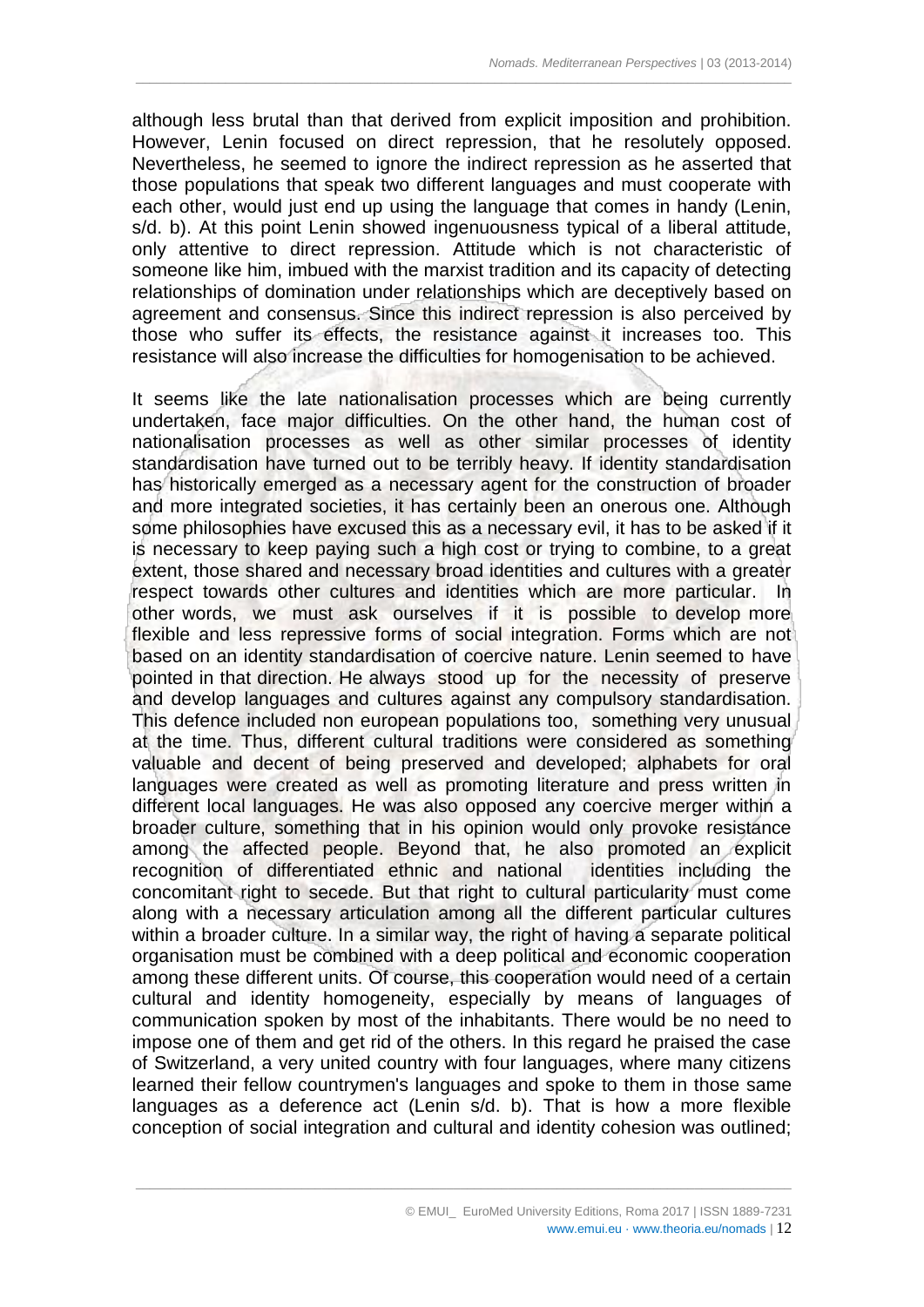although less brutal than that derived from explicit imposition and prohibition. However, Lenin focused on direct repression, that he resolutely opposed. Nevertheless, he seemed to ignore the indirect repression as he asserted that those populations that speak two different languages and must cooperate with each other, would just end up using the language that comes in handy (Lenin, s/d. b). At this point Lenin showed ingenuousness typical of a liberal attitude, only attentive to direct repression. Attitude which is not characteristic of someone like him, imbued with the marxist tradition and its capacity of detecting relationships of domination under relationships which are deceptively based on agreement and consensus. Since this indirect repression is also perceived by those who suffer its effects, the resistance against it increases too. This resistance will also increase the difficulties for homogenisation to be achieved.

It seems like the late nationalisation processes which are being currently undertaken, face major difficulties. On the other hand, the human cost of nationalisation processes as well as other similar processes of identity standardisation have turned out to be terribly heavy. If identity standardisation has historically emerged as a necessary agent for the construction of broader and more integrated societies, it has certainly been an onerous one. Although some philosophies have excused this as a necessary evil, it has to be asked if it is necessary to keep paying such a high cost or trying to combine, to a great extent, those shared and necessary broad identities and cultures with a greater respect towards other cultures and identities which are more particular. In other words, we must ask ourselves if it is possible to develop more flexible and less repressive forms of social integration. Forms which are not based on an identity standardisation of coercive nature. Lenin seemed to have pointed in that direction. He always stood up for the necessity of preserve and develop languages and cultures against any compulsory standardisation. This defence included non european populations too, something very unusual at the time. Thus, different cultural traditions were considered as something valuable and decent of being preserved and developed; alphabets for oral languages were created as well as promoting literature and press written in different local languages. He was also opposed any coercive merger within a broader culture, something that in his opinion would only provoke resistance among the affected people. Beyond that, he also promoted an explicit recognition of differentiated ethnic and national identities including the concomitant right to secede. But that right to cultural particularity must come along with a necessary articulation among all the different particular cultures within a broader culture. In a similar way, the right of having a separate political organisation must be combined with a deep political and economic cooperation among these different units. Of course, this cooperation would need of a certain cultural and identity homogeneity, especially by means of languages of communication spoken by most of the inhabitants. There would be no need to impose one of them and get rid of the others. In this regard he praised the case of Switzerland, a very united country with four languages, where many citizens learned their fellow countrymen's languages and spoke to them in those same languages as a deference act (Lenin s/d. b). That is how a more flexible conception of social integration and cultural and identity cohesion was outlined;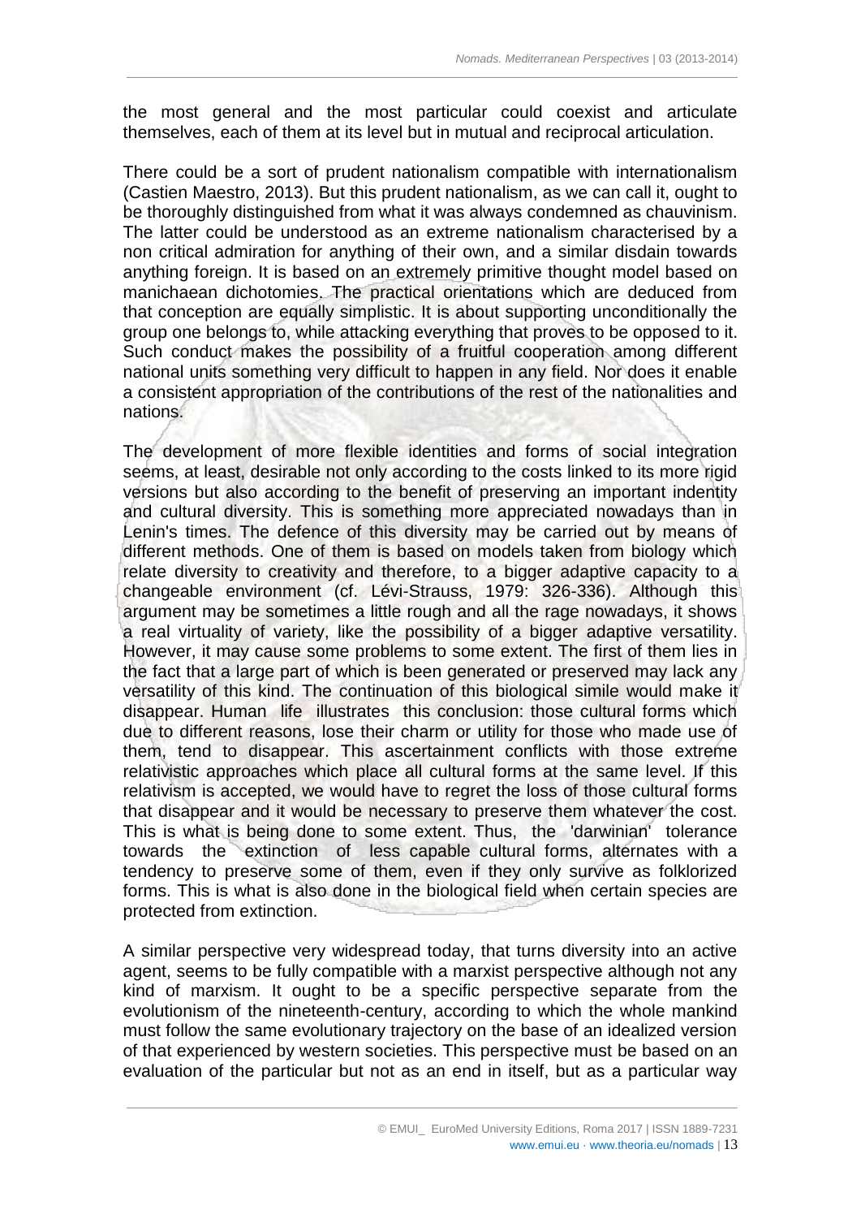the most general and the most particular could coexist and articulate themselves, each of them at its level but in mutual and reciprocal articulation.

There could be a sort of prudent nationalism compatible with internationalism (Castien Maestro, 2013). But this prudent nationalism, as we can call it, ought to be thoroughly distinguished from what it was always condemned as chauvinism. The latter could be understood as an extreme nationalism characterised by a non critical admiration for anything of their own, and a similar disdain towards anything foreign. It is based on an extremely primitive thought model based on manichaean dichotomies. The practical orientations which are deduced from that conception are equally simplistic. It is about supporting unconditionally the group one belongs to, while attacking everything that proves to be opposed to it. Such conduct makes the possibility of a fruitful cooperation among different national units something very difficult to happen in any field. Nor does it enable a consistent appropriation of the contributions of the rest of the nationalities and nations.

The development of more flexible identities and forms of social integration seems, at least, desirable not only according to the costs linked to its more rigid versions but also according to the benefit of preserving an important indentity and cultural diversity. This is something more appreciated nowadays than in Lenin's times. The defence of this diversity may be carried out by means of different methods. One of them is based on models taken from biology which relate diversity to creativity and therefore, to a bigger adaptive capacity to a changeable environment (cf. Lévi-Strauss, 1979: 326-336). Although this argument may be sometimes a little rough and all the rage nowadays, it shows a real virtuality of variety, like the possibility of a bigger adaptive versatility. However, it may cause some problems to some extent. The first of them lies in the fact that a large part of which is been generated or preserved may lack any versatility of this kind. The continuation of this biological simile would make it disappear. Human life illustrates this conclusion: those cultural forms which due to different reasons, lose their charm or utility for those who made use of them, tend to disappear. This ascertainment conflicts with those extreme relativistic approaches which place all cultural forms at the same level. If this relativism is accepted, we would have to regret the loss of those cultural forms that disappear and it would be necessary to preserve them whatever the cost. This is what is being done to some extent. Thus, the 'darwinian' tolerance towards the extinction of less capable cultural forms, alternates with a tendency to preserve some of them, even if they only survive as folklorized forms. This is what is also done in the biological field when certain species are protected from extinction.

A similar perspective very widespread today, that turns diversity into an active agent, seems to be fully compatible with a marxist perspective although not any kind of marxism. It ought to be a specific perspective separate from the evolutionism of the nineteenth-century, according to which the whole mankind must follow the same evolutionary trajectory on the base of an idealized version of that experienced by western societies. This perspective must be based on an evaluation of the particular but not as an end in itself, but as a particular way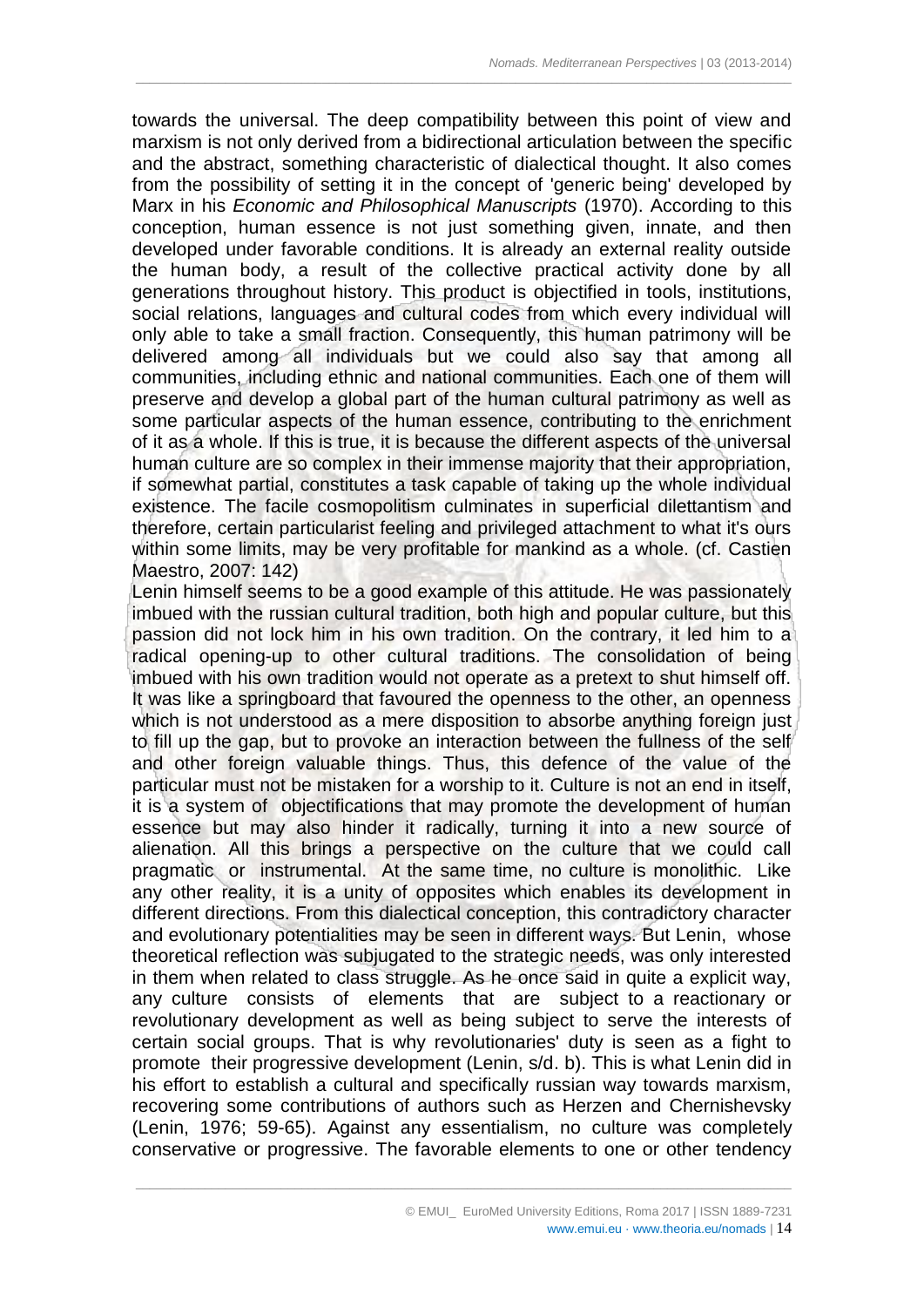towards the universal. The deep compatibility between this point of view and marxism is not only derived from a bidirectional articulation between the specific and the abstract, something characteristic of dialectical thought. It also comes from the possibility of setting it in the concept of 'generic being' developed by Marx in his *Economic and Philosophical Manuscripts* (1970). According to this conception, human essence is not just something given, innate, and then developed under favorable conditions. It is already an external reality outside the human body, a result of the collective practical activity done by all generations throughout history. This product is objectified in tools, institutions, social relations, languages and cultural codes from which every individual will only able to take a small fraction. Consequently, this human patrimony will be delivered among all individuals but we could also say that among all communities, including ethnic and national communities. Each one of them will preserve and develop a global part of the human cultural patrimony as well as some particular aspects of the human essence, contributing to the enrichment of it as a whole. If this is true, it is because the different aspects of the universal human culture are so complex in their immense majority that their appropriation, if somewhat partial, constitutes a task capable of taking up the whole individual existence. The facile cosmopolitism culminates in superficial dilettantism and therefore, certain particularist feeling and privileged attachment to what it's ours within some limits, may be very profitable for mankind as a whole. (cf. Castien Maestro, 2007: 142)

Lenin himself seems to be a good example of this attitude. He was passionately imbued with the russian cultural tradition, both high and popular culture, but this passion did not lock him in his own tradition. On the contrary, it led him to a radical opening-up to other cultural traditions. The consolidation of being imbued with his own tradition would not operate as a pretext to shut himself off. It was like a springboard that favoured the openness to the other, an openness which is not understood as a mere disposition to absorbe anything foreign just to fill up the gap, but to provoke an interaction between the fullness of the self and other foreign valuable things. Thus, this defence of the value of the particular must not be mistaken for a worship to it. Culture is not an end in itself, it is a system of objectifications that may promote the development of human essence but may also hinder it radically, turning it into a new source of alienation. All this brings a perspective on the culture that we could call pragmatic or instrumental. At the same time, no culture is monolithic. Like any other reality, it is a unity of opposites which enables its development in different directions. From this dialectical conception, this contradictory character and evolutionary potentialities may be seen in different ways. But Lenin, whose theoretical reflection was subjugated to the strategic needs, was only interested in them when related to class struggle. As he once said in quite a explicit way, any culture consists of elements that are subject to a reactionary or revolutionary development as well as being subject to serve the interests of certain social groups. That is why revolutionaries' duty is seen as a fight to promote their progressive development (Lenin, s/d. b). This is what Lenin did in his effort to establish a cultural and specifically russian way towards marxism, recovering some contributions of authors such as Herzen and Chernishevsky (Lenin, 1976; 59-65). Against any essentialism, no culture was completely conservative or progressive. The favorable elements to one or other tendency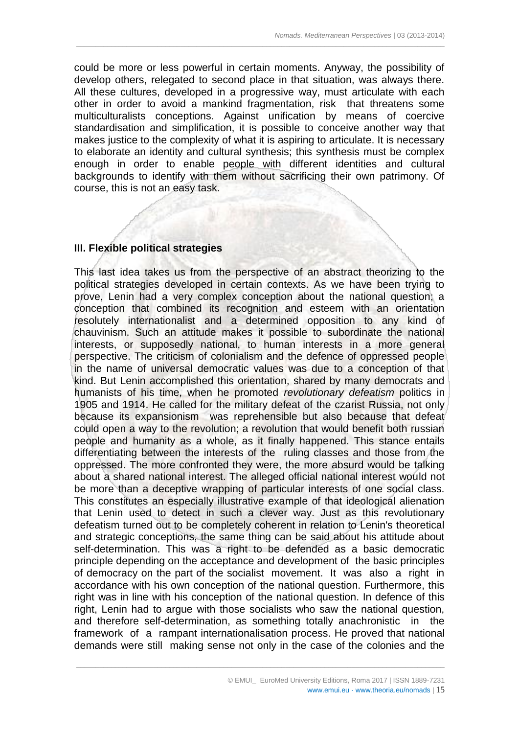could be more or less powerful in certain moments. Anyway, the possibility of develop others, relegated to second place in that situation, was always there. All these cultures, developed in a progressive way, must articulate with each other in order to avoid a mankind fragmentation, risk that threatens some multiculturalists conceptions. Against unification by means of coercive standardisation and simplification, it is possible to conceive another way that makes justice to the complexity of what it is aspiring to articulate. It is necessary to elaborate an identity and cultural synthesis; this synthesis must be complex enough in order to enable people with different identities and cultural backgrounds to identify with them without sacrificing their own patrimony. Of course, this is not an easy task.

### III. Flexible political strategies

This last idea takes us from the perspective of an abstract theorizing to the political strategies developed in certain contexts. As we have been trying to prove, Lenin had a very complex conception about the national question; a conception that combined its recognition and esteem with an orientation resolutely internationalist and a determined opposition to any kind of chauvinism. Such an attitude makes it possible to subordinate the national interests, or supposedly national, to human interests in a more general perspective. The criticism of colonialism and the defence of oppressed people in the name of universal democratic values was due to a conception of that kind. But Lenin accomplished this orientation, shared by many democrats and humanists of his time, when he promoted *revolutionary defeatism* politics in 1905 and 1914. He called for the military defeat of the czarist Russia, not only because its expansionism was reprehensible but also because that defeat could open a way to the revolution; a revolution that would benefit both russian people and humanity as a whole, as it finally happened. This stance entails differentiating between the interests of the ruling classes and those from the oppressed. The more confronted they were, the more absurd would be talking about a shared national interest. The alleged official national interest would not be more than a deceptive wrapping of particular interests of one social class. This constitutes an especially illustrative example of that ideological alienation that Lenin used to detect in such a clever way. Just as this revolutionary defeatism turned out to be completely coherent in relation to Lenin's theoretical and strategic conceptions, the same thing can be said about his attitude about self-determination. This was a right to be defended as a basic democratic principle depending on the acceptance and development of the basic principles of democracy on the part of the socialist movement. It was also a right in accordance with his own conception of the national question. Furthermore, this right was in line with his conception of the national question. In defence of this right, Lenin had to argue with those socialists who saw the national question, and therefore self-determination, as something totally anachronistic in the framework of a rampant internationalisation process. He proved that national demands were still making sense not only in the case of the colonies and the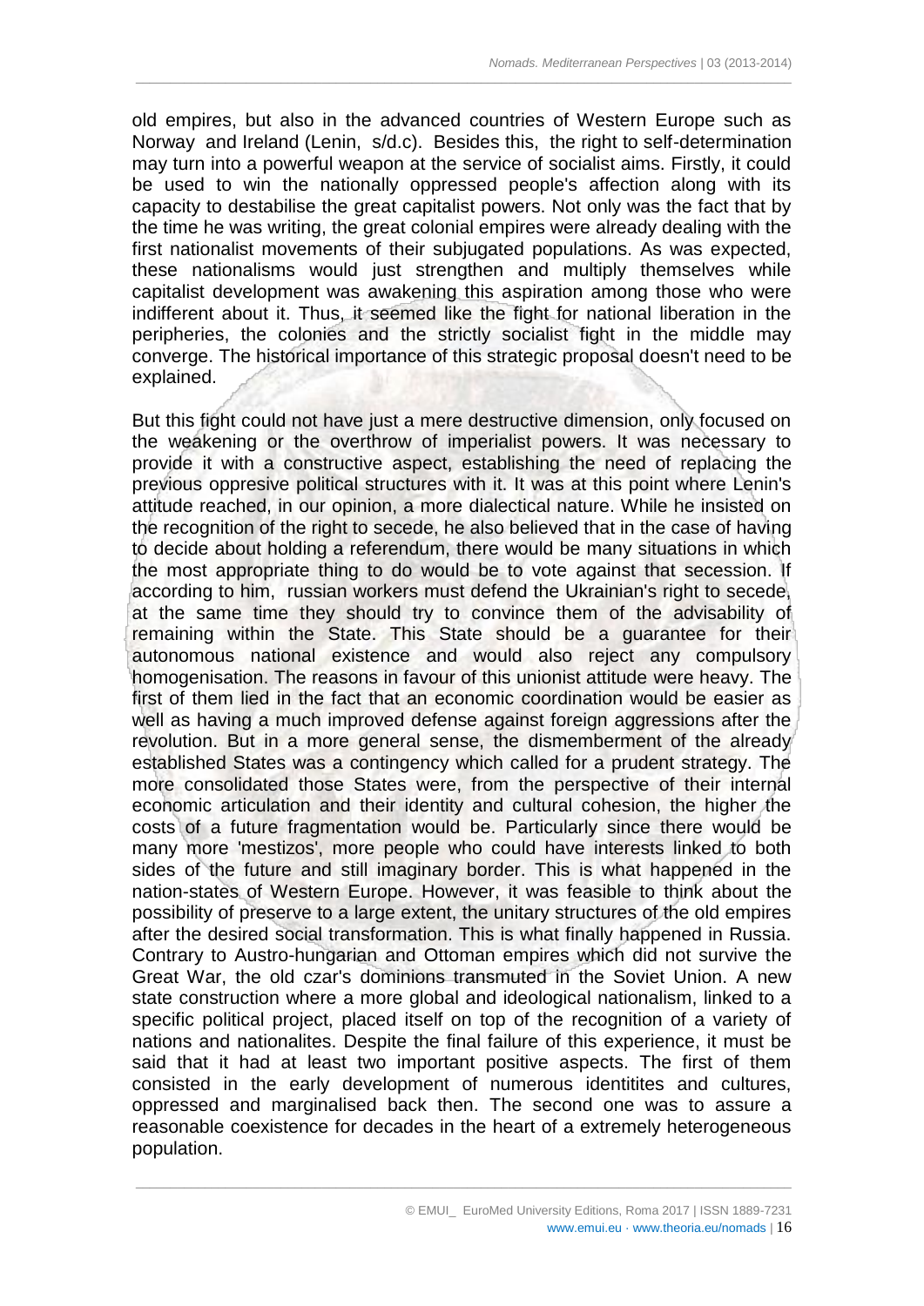old empires, but also in the advanced countries of Western Europe such as Norway and Ireland (Lenin, s/d.c). Besides this, the right to self-determination may turn into a powerful weapon at the service of socialist aims. Firstly, it could be used to win the nationally oppressed people's affection along with its capacity to destabilise the great capitalist powers. Not only was the fact that by the time he was writing, the great colonial empires were already dealing with the first nationalist movements of their subjugated populations. As was expected, these nationalisms would just strengthen and multiply themselves while capitalist development was awakening this aspiration among those who were indifferent about it. Thus, it seemed like the fight for national liberation in the peripheries, the colonies and the strictly socialist fight in the middle may converge. The historical importance of this strategic proposal doesn't need to be explained.

But this fight could not have just a mere destructive dimension, only focused on the weakening or the overthrow of imperialist powers. It was necessary to provide it with a constructive aspect, establishing the need of replacing the previous oppresive political structures with it. It was at this point where Lenin's attitude reached, in our opinion, a more dialectical nature. While he insisted on the recognition of the right to secede, he also believed that in the case of having to decide about holding a referendum, there would be many situations in which the most appropriate thing to do would be to vote against that secession. If according to him, russian workers must defend the Ukrainian's right to secede, at the same time they should try to convince them of the advisability of remaining within the State. This State should be a guarantee for their autonomous national existence and would also reject any compulsory homogenisation. The reasons in favour of this unionist attitude were heavy. The first of them lied in the fact that an economic coordination would be easier as well as having a much improved defense against foreign aggressions after the revolution. But in a more general sense, the dismemberment of the already established States was a contingency which called for a prudent strategy. The more consolidated those States were, from the perspective of their internal economic articulation and their identity and cultural cohesion, the higher the costs of a future fragmentation would be. Particularly since there would be many more 'mestizos', more people who could have interests linked to both sides of the future and still imaginary border. This is what happened in the nation-states of Western Europe. However, it was feasible to think about the possibility of preserve to a large extent, the unitary structures of the old empires after the desired social transformation. This is what finally happened in Russia. Contrary to Austro-hungarian and Ottoman empires which did not survive the Great War, the old czar's dominions transmuted in the Soviet Union. A new state construction where a more global and ideological nationalism, linked to a specific political project, placed itself on top of the recognition of a variety of nations and nationalites. Despite the final failure of this experience, it must be said that it had at least two important positive aspects. The first of them consisted in the early development of numerous identitites and cultures, oppressed and marginalised back then. The second one was to assure a reasonable coexistence for decades in the heart of a extremely heterogeneous population.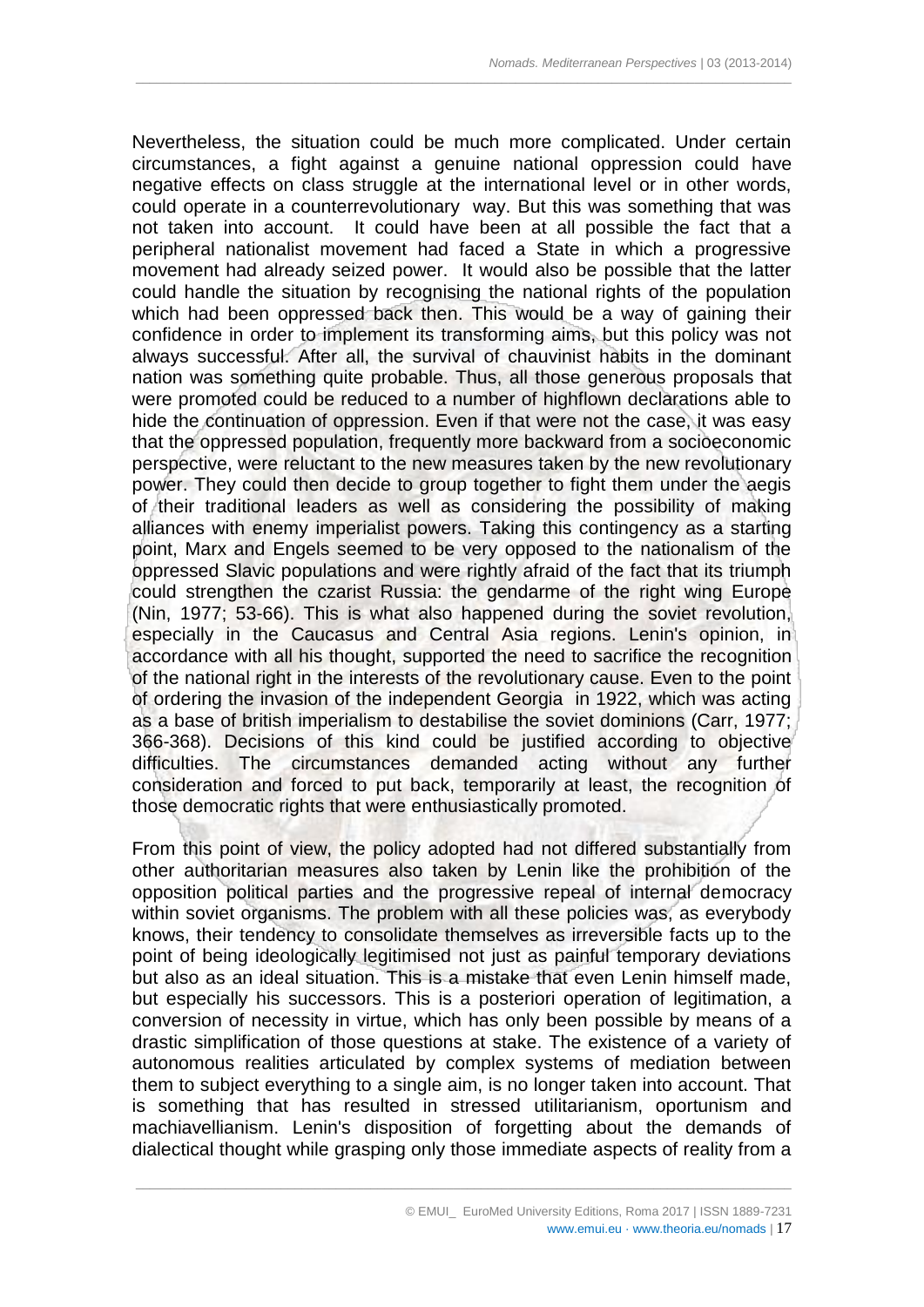Nevertheless, the situation could be much more complicated. Under certain circumstances, a fight against a genuine national oppression could have negative effects on class struggle at the international level or in other words, could operate in a counterrevolutionary way. But this was something that was not taken into account. It could have been at all possible the fact that a peripheral nationalist movement had faced a State in which a progressive movement had already seized power. It would also be possible that the latter could handle the situation by recognising the national rights of the population which had been oppressed back then. This would be a way of gaining their confidence in order to implement its transforming aims, but this policy was not always successful. After all, the survival of chauvinist habits in the dominant nation was something quite probable. Thus, all those generous proposals that were promoted could be reduced to a number of highflown declarations able to hide the continuation of oppression. Even if that were not the case, it was easy that the oppressed population, frequently more backward from a socioeconomic perspective, were reluctant to the new measures taken by the new revolutionary power. They could then decide to group together to fight them under the aegis of their traditional leaders as well as considering the possibility of making alliances with enemy imperialist powers. Taking this contingency as a starting point, Marx and Engels seemed to be very opposed to the nationalism of the oppressed Slavic populations and were rightly afraid of the fact that its triumph could strengthen the czarist Russia: the gendarme of the right wing Europe (Nin, 1977; 53-66). This is what also happened during the soviet revolution, especially in the Caucasus and Central Asia regions. Lenin's opinion, in accordance with all his thought, supported the need to sacrifice the recognition of the national right in the interests of the revolutionary cause. Even to the point of ordering the invasion of the independent Georgia in 1922, which was acting as a base of british imperialism to destabilise the soviet dominions (Carr, 1977; 366-368). Decisions of this kind could be justified according to objective difficulties. The circumstances demanded acting without any further consideration and forced to put back, temporarily at least, the recognition of those democratic rights that were enthusiastically promoted.

From this point of view, the policy adopted had not differed substantially from other authoritarian measures also taken by Lenin like the prohibition of the opposition political parties and the progressive repeal of internal democracy within soviet organisms. The problem with all these policies was, as everybody knows, their tendency to consolidate themselves as irreversible facts up to the point of being ideologically legitimised not just as painful temporary deviations but also as an ideal situation. This is a mistake that even Lenin himself made, but especially his successors. This is a posteriori operation of legitimation, a conversion of necessity in virtue, which has only been possible by means of a drastic simplification of those questions at stake. The existence of a variety of autonomous realities articulated by complex systems of mediation between them to subject everything to a single aim, is no longer taken into account. That is something that has resulted in stressed utilitarianism, oportunism and machiavellianism. Lenin's disposition of forgetting about the demands of dialectical thought while grasping only those immediate aspects of reality from a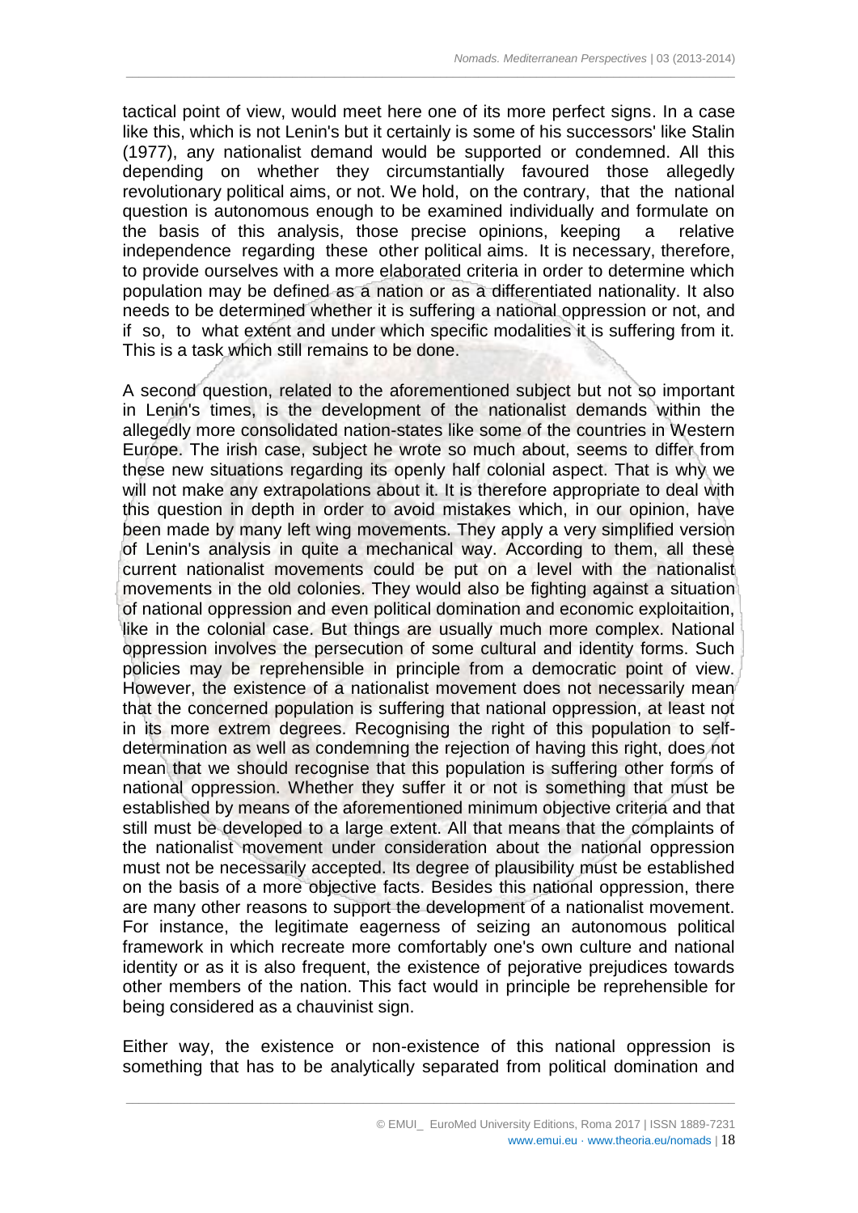tactical point of view, would meet here one of its more perfect signs. In a case like this, which is not Lenin's but it certainly is some of his successors' like Stalin (1977), any nationalist demand would be supported or condemned. All this depending on whether they circumstantially favoured those allegedly revolutionary political aims, or not. We hold, on the contrary, that the national question is autonomous enough to be examined individually and formulate on the basis of this analysis, those precise opinions, keeping a relative independence regarding these other political aims. It is necessary, therefore, to provide ourselves with a more elaborated criteria in order to determine which population may be defined as a nation or as a differentiated nationality. It also needs to be determined whether it is suffering a national oppression or not, and if so, to what extent and under which specific modalities it is suffering from it. This is a task which still remains to be done.

A second question, related to the aforementioned subject but not so important in Lenin's times, is the development of the nationalist demands within the allegedly more consolidated nation-states like some of the countries in Western Europe. The irish case, subject he wrote so much about, seems to differ from these new situations regarding its openly half colonial aspect. That is why we will not make any extrapolations about it. It is therefore appropriate to deal with this question in depth in order to avoid mistakes which, in our opinion, have been made by many left wing movements. They apply a very simplified version of Lenin's analysis in quite a mechanical way. According to them, all these current nationalist movements could be put on a level with the nationalist movements in the old colonies. They would also be fighting against a situation of national oppression and even political domination and economic exploitaition, like in the colonial case. But things are usually much more complex. National oppression involves the persecution of some cultural and identity forms. Such policies may be reprehensible in principle from a democratic point of view. However, the existence of a nationalist movement does not necessarily mean that the concerned population is suffering that national oppression, at least not in its more extrem degrees. Recognising the right of this population to self-determination as well as condemning the rejection of having this right, does not mean that we should recognise that this population is suffering other forms of national oppression. Whether they suffer it or not is something that must be established by means of the aforementioned minimum objective criteria and that still must be developed to a large extent. All that means that the complaints of the nationalist movement under consideration about the national oppression must not be necessarily accepted. Its degree of plausibility must be established on the basis of a more objective facts. Besides this national oppression, there are many other reasons to support the development of a nationalist movement. For instance, the legitimate eagerness of seizing an autonomous political framework in which recreate more comfortably one's own culture and national identity or as it is also frequent, the existence of pejorative prejudices towards other members of the nation. This fact would in principle be reprehensible for being considered as a chauvinist sign.

Either way, the existence or non-existence of this national oppression is something that has to be analytically separated from political domination and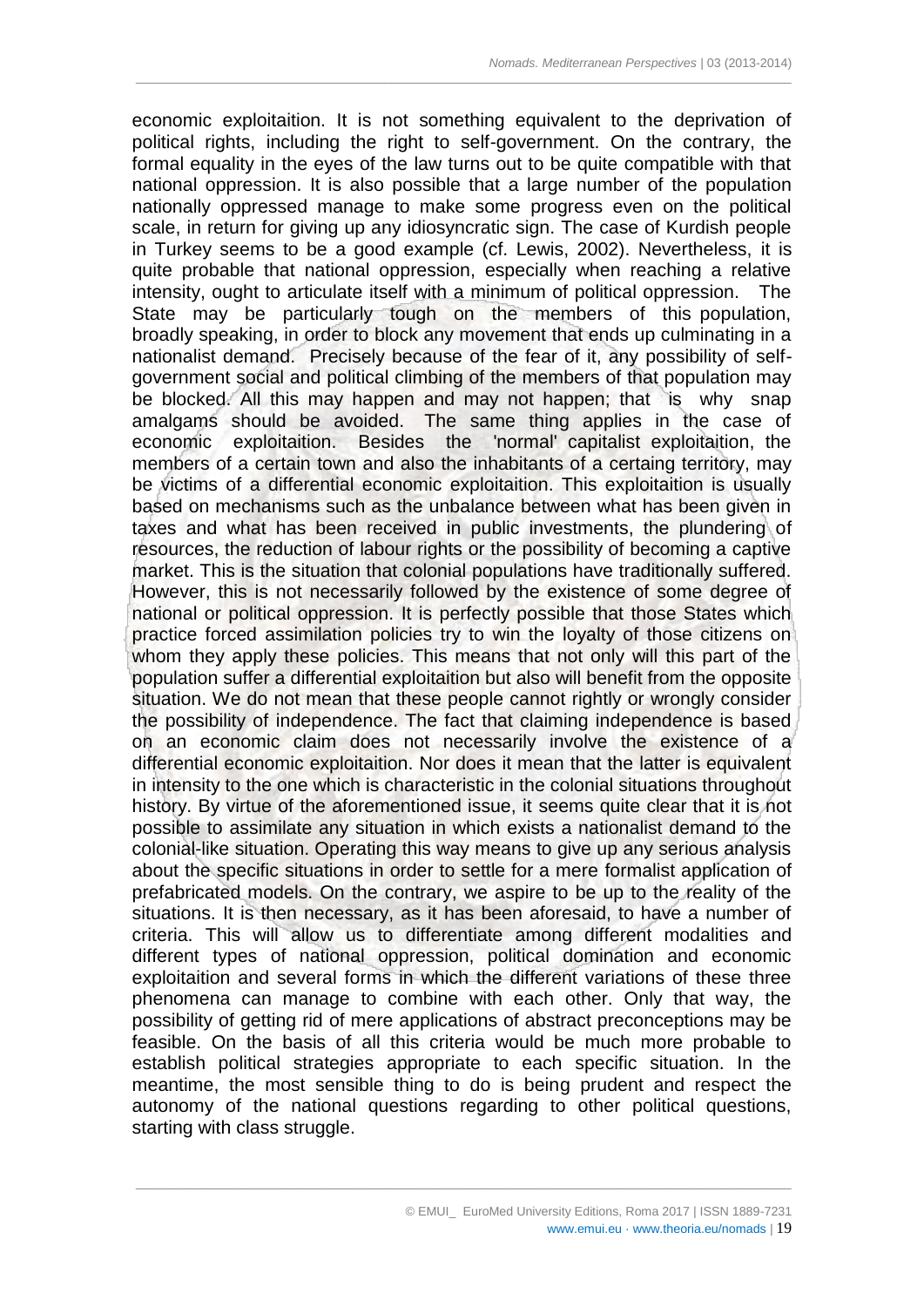economic exploitaition. It is not something equivalent to the deprivation of political rights, including the right to self-government. On the contrary, the formal equality in the eyes of the law turns out to be quite compatible with that national oppression. It is also possible that a large number of the population nationally oppressed manage to make some progress even on the political scale, in return for giving up any idiosyncratic sign. The case of Kurdish people in Turkey seems to be a good example (cf. Lewis, 2002). Nevertheless, it is quite probable that national oppression, especially when reaching a relative intensity, ought to articulate itself with a minimum of political oppression. The State may be particularly tough on the members of this population, broadly speaking, in order to block any movement that ends up culminating in a nationalist demand. Precisely because of the fear of it, any possibility of self-government social and political climbing of the members of that population may be blocked. All this may happen and may not happen; that is why snap amalgams should be avoided. The same thing applies in the case of economic exploitaition. Besides the 'normal' capitalist exploitaition, the members of a certain town and also the inhabitants of a certaing territory, may be victims of a differential economic exploitaition. This exploitaition is usually based on mechanisms such as the unbalance between what has been given in taxes and what has been received in public investments, the plundering of resources, the reduction of labour rights or the possibility of becoming a captive market. This is the situation that colonial populations have traditionally suffered. However, this is not necessarily followed by the existence of some degree of national or political oppression. It is perfectly possible that those States which practice forced assimilation policies try to win the loyalty of those citizens on whom they apply these policies. This means that not only will this part of the population suffer a differential exploitaition but also will benefit from the opposite situation. We do not mean that these people cannot rightly or wrongly consider the possibility of independence. The fact that claiming independence is based on an economic claim does not necessarily involve the existence of a differential economic exploitaition. Nor does it mean that the latter is equivalent in intensity to the one which is characteristic in the colonial situations throughout history. By virtue of the aforementioned issue, it seems quite clear that it is not possible to assimilate any situation in which exists a nationalist demand to the colonial-like situation. Operating this way means to give up any serious analysis about the specific situations in order to settle for a mere formalist application of prefabricated models. On the contrary, we aspire to be up to the reality of the situations. It is then necessary, as it has been aforesaid, to have a number of criteria. This will allow us to differentiate among different modalities and different types of national oppression, political domination and economic exploitaition and several forms in which the different variations of these three phenomena can manage to combine with each other. Only that way, the possibility of getting rid of mere applications of abstract preconceptions may be feasible. On the basis of all this criteria would be much more probable to establish political strategies appropriate to each specific situation. In the meantime, the most sensible thing to do is being prudent and respect the autonomy of the national questions regarding to other political questions, starting with class struggle.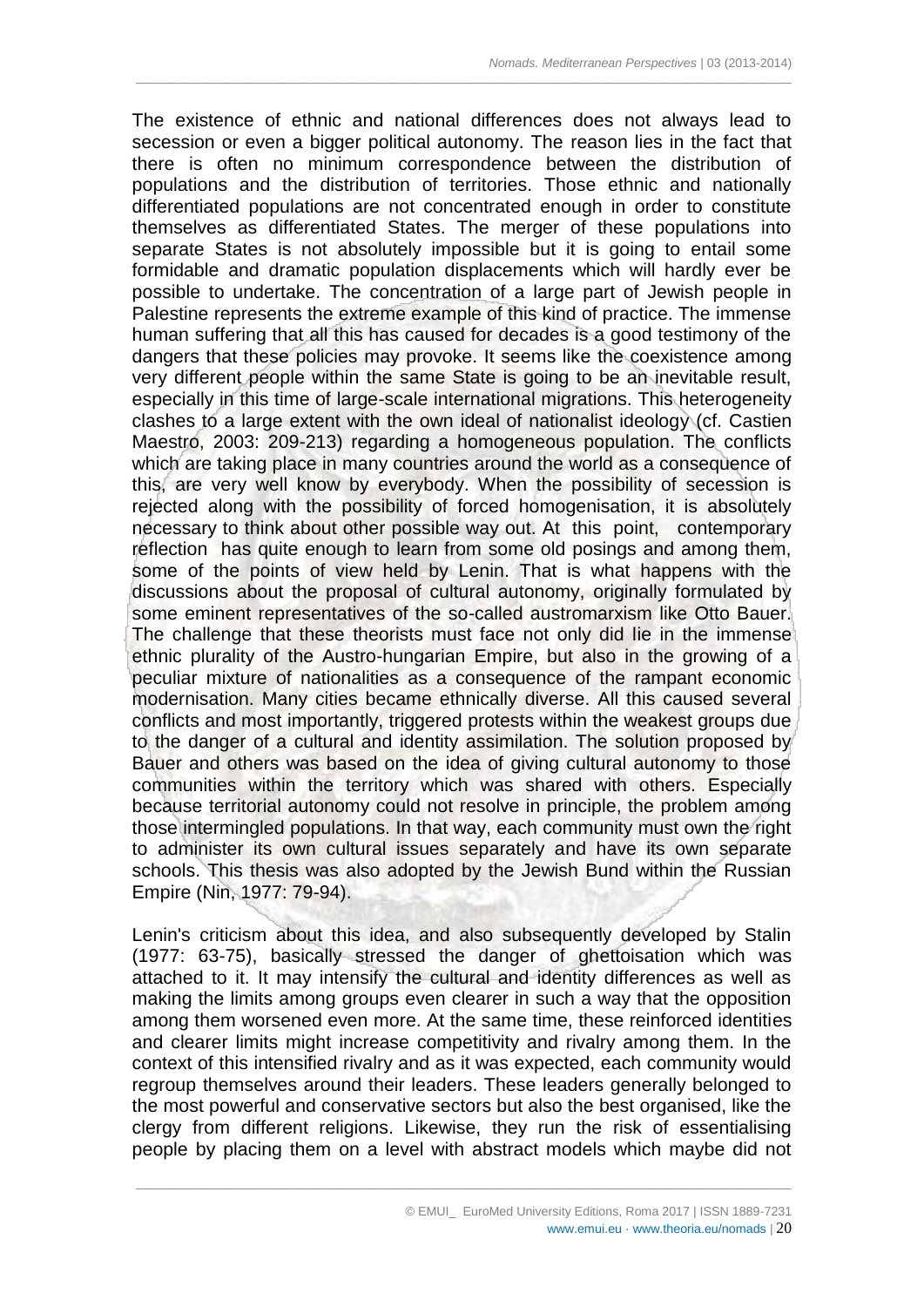The existence of ethnic and national differences does not always lead to secession or even a bigger political autonomy. The reason lies in the fact that there is often no minimum correspondence between the distribution of populations and the distribution of territories. Those ethnic and nationally differentiated populations are not concentrated enough in order to constitute themselves as differentiated States. The merger of these populations into separate States is not absolutely impossible but it is going to entail some formidable and dramatic population displacements which will hardly ever be possible to undertake. The concentration of a large part of Jewish people in Palestine represents the extreme example of this kind of practice. The immense human suffering that all this has caused for decades is a good testimony of the dangers that these policies may provoke. It seems like the coexistence among very different people within the same State is going to be an inevitable result, especially in this time of large-scale international migrations. This heterogeneity clashes to a large extent with the own ideal of nationalist ideology (cf. Castien Maestro, 2003: 209-213) regarding a homogeneous population. The conflicts which are taking place in many countries around the world as a consequence of this, are very well know by everybody. When the possibility of secession is rejected along with the possibility of forced homogenisation, it is absolutely necessary to think about other possible way out. At this point, contemporary reflection has quite enough to learn from some old posings and among them, some of the points of view held by Lenin. That is what happens with the discussions about the proposal of cultural autonomy, originally formulated by some eminent representatives of the so-called austromarxism like Otto Bauer. The challenge that these theorists must face not only did lie in the immense ethnic plurality of the Austro-hungarian Empire, but also in the growing of a peculiar mixture of nationalities as a consequence of the rampant economic modernisation. Many cities became ethnically diverse. All this caused several conflicts and most importantly, triggered protests within the weakest groups due to the danger of a cultural and identity assimilation. The solution proposed by Bauer and others was based on the idea of giving cultural autonomy to those communities within the territory which was shared with others. Especially because territorial autonomy could not resolve in principle, the problem among those intermingled populations. In that way, each community must own the right to administer its own cultural issues separately and have its own separate schools. This thesis was also adopted by the Jewish Bund within the Russian Empire (Nin, 1977: 79-94).

Lenin's criticism about this idea, and also subsequently developed by Stalin (1977: 63-75), basically stressed the danger of ghettoisation which was attached to it. It may intensify the cultural and identity differences as well as making the limits among groups even clearer in such a way that the opposition among them worsened even more. At the same time, these reinforced identities and clearer limits might increase competitivity and rivalry among them. In the context of this intensified rivalry and as it was expected, each community would regroup themselves around their leaders. These leaders generally belonged to the most powerful and conservative sectors but also the best organised, like the clergy from different religions. Likewise, they run the risk of essentialising people by placing them on a level with abstract models which maybe did not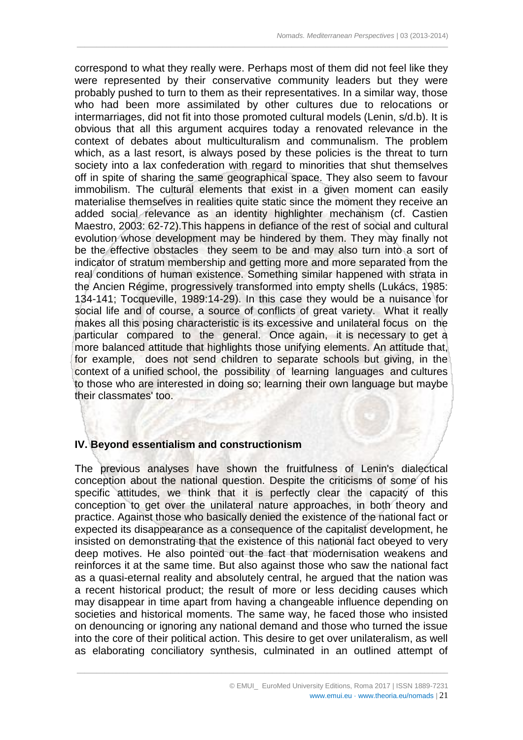correspond to what they really were. Perhaps most of them did not feel like they were represented by their conservative community leaders but they were probably pushed to turn to them as their representatives. In a similar way, those who had been more assimilated by other cultures due to relocations or intermarriages, did not fit into those promoted cultural models (Lenin, s/d.b). It is obvious that all this argument acquires today a renovated relevance in the context of debates about multiculturalism and communalism. The problem which, as a last resort, is always posed by these policies is the threat to turn society into a lax confederation with regard to minorities that shut themselves off in spite of sharing the same geographical space. They also seem to favour immobilism. The cultural elements that exist in a given moment can easily materialise themselves in realities quite static since the moment they receive an added social relevance as an identity highlighter mechanism (cf. Castien Maestro, 2003: 62-72).This happens in defiance of the rest of social and cultural evolution whose development may be hindered by them. They may finally not be the effective obstacles they seem to be and may also turn into a sort of indicator of stratum membership and getting more and more separated from the real conditions of human existence. Something similar happened with strata in the Ancien Régime, progressively transformed into empty shells (Lukács, 1985: 134-141; Tocqueville, 1989:14-29). In this case they would be a nuisance for social life and of course, a source of conflicts of great variety. What it really makes all this posing characteristic is its excessive and unilateral focus on the particular compared to the general. Once again, it is necessary to get a more balanced attitude that highlights those unifying elements. An attitude that, for example, does not send children to separate schools but giving, in the context of a unified school, the possibility of learning languages and cultures to those who are interested in doing so; learning their own language but maybe their classmates' too.

## IV. Beyond essentialism and constructionism

The previous analyses have shown the fruitfulness of Lenin's dialectical conception about the national question. Despite the criticisms of some of his specific attitudes, we think that it is perfectly clear the capacity of this conception to get over the unilateral nature approaches, in both theory and practice. Against those who basically denied the existence of the national fact or expected its disappearance as a consequence of the capitalist development, he insisted on demonstrating that the existence of this national fact obeyed to very deep motives. He also pointed out the fact that modernisation weakens and reinforces it at the same time. But also against those who saw the national fact as a quasi-eternal reality and absolutely central, he argued that the nation was a recent historical product; the result of more or less deciding causes which may disappear in time apart from having a changeable influence depending on societies and historical moments. The same way, he faced those who insisted on denouncing or ignoring any national demand and those who turned the issue into the core of their political action. This desire to get over unilateralism, as well as elaborating conciliatory synthesis, culminated in an outlined attempt of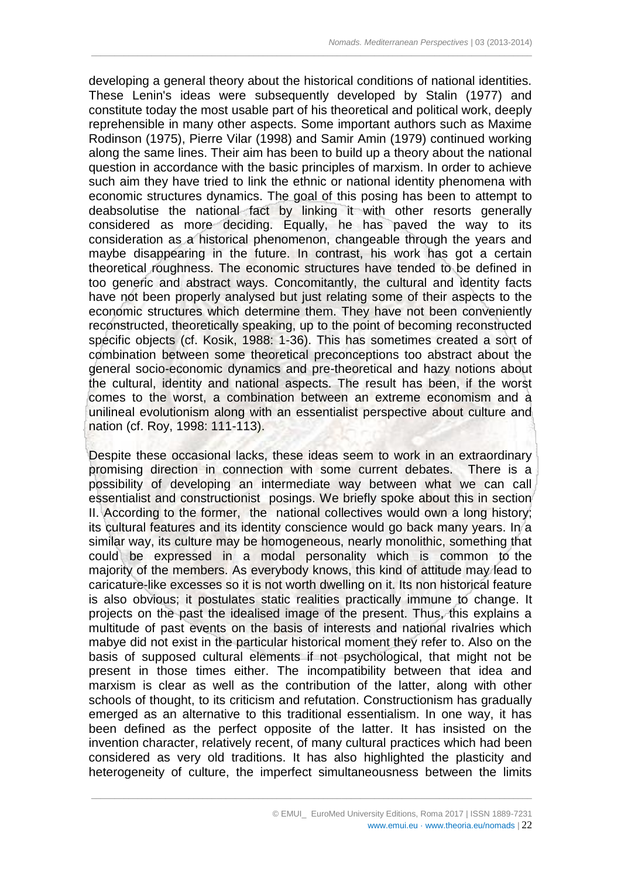developing a general theory about the historical conditions of national identities. These Lenin's ideas were subsequently developed by Stalin (1977) and constitute today the most usable part of his theoretical and political work, deeply reprehensible in many other aspects. Some important authors such as Maxime Rodinson (1975), Pierre Vilar (1998) and Samir Amin (1979) continued working along the same lines. Their aim has been to build up a theory about the national question in accordance with the basic principles of marxism. In order to achieve such aim they have tried to link the ethnic or national identity phenomena with economic structures dynamics. The goal of this posing has been to attempt to deabsolutise the national fact by linking it with other resorts generally considered as more deciding. Equally, he has paved the way to its consideration as a historical phenomenon, changeable through the years and maybe disappearing in the future. In contrast, his work has got a certain theoretical roughness. The economic structures have tended to be defined in too generic and abstract ways. Concomitantly, the cultural and identity facts have not been properly analysed but just relating some of their aspects to the economic structures which determine them. They have not been conveniently reconstructed, theoretically speaking, up to the point of becoming reconstructed specific objects (cf. Kosik, 1988: 1-36). This has sometimes created a sort of combination between some theoretical preconceptions too abstract about the general socio-economic dynamics and pre-theoretical and hazy notions about the cultural, identity and national aspects. The result has been, if the worst comes to the worst, a combination between an extreme economism and a unilineal evolutionism along with an essentialist perspective about culture and nation (cf. Roy, 1998: 111-113).

Despite these occasional lacks, these ideas seem to work in an extraordinary promising direction in connection with some current debates. There is a possibility of developing an intermediate way between what we can call essentialist and constructionist posings. We briefly spoke about this in section II. According to the former, the national collectives would own a long history; its cultural features and its identity conscience would go back many years. In a similar way, its culture may be homogeneous, nearly monolithic, something that could be expressed in a modal personality which is common to the majority of the members. As everybody knows, this kind of attitude may lead to caricature-like excesses so it is not worth dwelling on it. Its non historical feature is also obvious; it postulates static realities practically immune to change. It projects on the past the idealised image of the present. Thus, this explains a multitude of past events on the basis of interests and national rivalries which mabye did not exist in the particular historical moment they refer to. Also on the basis of supposed cultural elements if not psychological, that might not be present in those times either. The incompatibility between that idea and marxism is clear as well as the contribution of the latter, along with other schools of thought, to its criticism and refutation. Constructionism has gradually emerged as an alternative to this traditional essentialism. In one way, it has been defined as the perfect opposite of the latter. It has insisted on the invention character, relatively recent, of many cultural practices which had been considered as very old traditions. It has also highlighted the plasticity and heterogeneity of culture, the imperfect simultaneousness between the limits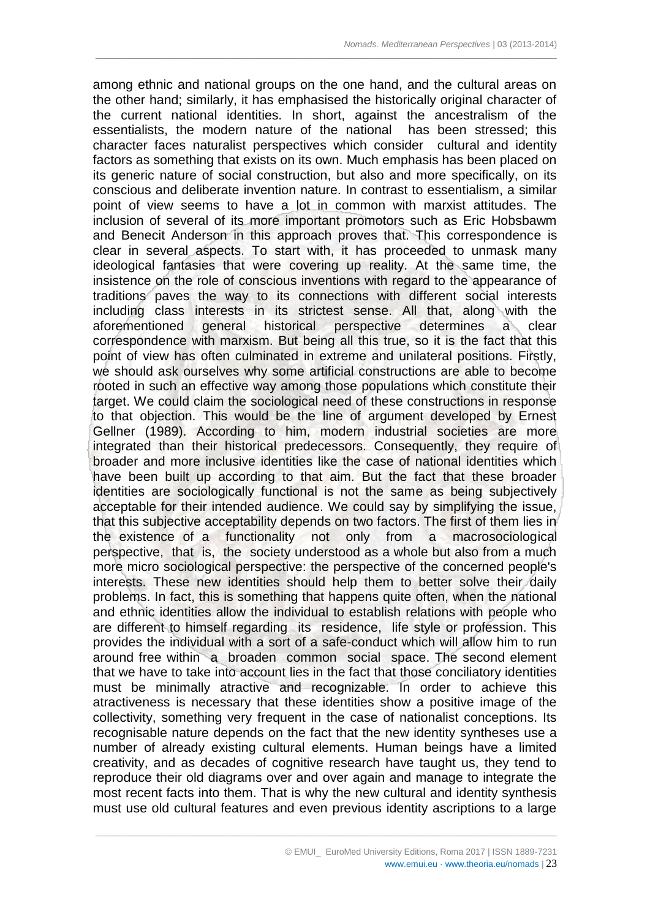among ethnic and national groups on the one hand, and the cultural areas on the other hand; similarly, it has emphasised the historically original character of the current national identities. In short, against the ancestralism of the essentialists, the modern nature of the national has been stressed; this character faces naturalist perspectives which consider cultural and identity factors as something that exists on its own. Much emphasis has been placed on its generic nature of social construction, but also and more specifically, on its conscious and deliberate invention nature. In contrast to essentialism, a similar point of view seems to have a lot in common with marxist attitudes. The inclusion of several of its more important promotors such as Eric Hobsbawm and Benecit Anderson in this approach proves that. This correspondence is clear in several aspects. To start with, it has proceeded to unmask many ideological fantasies that were covering up reality. At the same time, the insistence on the role of conscious inventions with regard to the appearance of traditions paves the way to its connections with different social interests including class interests in its strictest sense. All that, along with the aforementioned general historical perspective determines a clear correspondence with marxism. But being all this true, so it is the fact that this point of view has often culminated in extreme and unilateral positions. Firstly, we should ask ourselves why some artificial constructions are able to become rooted in such an effective way among those populations which constitute their target. We could claim the sociological need of these constructions in response to that objection. This would be the line of argument developed by Ernest Gellner (1989). According to him, modern industrial societies are more integrated than their historical predecessors. Consequently, they require of broader and more inclusive identities like the case of national identities which have been built up according to that aim. But the fact that these broader identities are sociologically functional is not the same as being subjectively acceptable for their intended audience. We could say by simplifying the issue, that this subjective acceptability depends on two factors. The first of them lies in the existence of a functionality not only from a macrosociological perspective, that is, the society understood as a whole but also from a much more micro sociological perspective: the perspective of the concerned people's interests. These new identities should help them to better solve their daily problems. In fact, this is something that happens quite often, when the national and ethnic identities allow the individual to establish relations with people who are different to himself regarding its residence, life style or profession. This provides the individual with a sort of a safe-conduct which will allow him to run around free within a broaden common social space. The second element that we have to take into account lies in the fact that those conciliatory identities must be minimally atractive and recognizable. In order to achieve this atractiveness is necessary that these identities show a positive image of the collectivity, something very frequent in the case of nationalist conceptions. Its recognisable nature depends on the fact that the new identity syntheses use a number of already existing cultural elements. Human beings have a limited creativity, and as decades of cognitive research have taught us, they tend to reproduce their old diagrams over and over again and manage to integrate the most recent facts into them. That is why the new cultural and identity synthesis must use old cultural features and even previous identity ascriptions to a large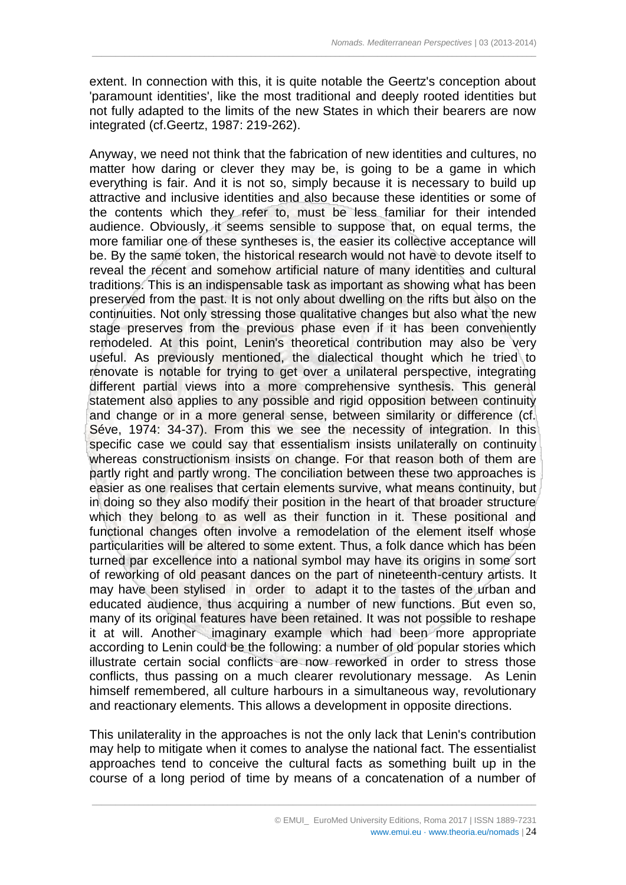extent. In connection with this, it is quite notable the Geertz's conception about 'paramount identities', like the most traditional and deeply rooted identities but not fully adapted to the limits of the new States in which their bearers are now integrated (cf.Geertz, 1987: 219-262).

Anyway, we need not think that the fabrication of new identities and cultures, no matter how daring or clever they may be, is going to be a game in which everything is fair. And it is not so, simply because it is necessary to build up attractive and inclusive identities and also because these identities or some of the contents which they refer to, must be less familiar for their intended audience. Obviously, it seems sensible to suppose that, on equal terms, the more familiar one of these syntheses is, the easier its collective acceptance will be. By the same token, the historical research would not have to devote itself to reveal the recent and somehow artificial nature of many identities and cultural traditions. This is an indispensable task as important as showing what has been preserved from the past. It is not only about dwelling on the rifts but also on the continuities. Not only stressing those qualitative changes but also what the new stage preserves from the previous phase even if it has been conveniently remodeled. At this point, Lenin's theoretical contribution may also be very useful. As previously mentioned, the dialectical thought which he tried to renovate is notable for trying to get over a unilateral perspective, integrating different partial views into a more comprehensive synthesis. This general statement also applies to any possible and rigid opposition between continuity and change or in a more general sense, between similarity or difference (cf. Séve, 1974: 34-37). From this we see the necessity of integration. In this specific case we could say that essentialism insists unilaterally on continuity whereas constructionism insists on change. For that reason both of them are partly right and partly wrong. The conciliation between these two approaches is easier as one realises that certain elements survive, what means continuity, but in doing so they also modify their position in the heart of that broader structure which they belong to as well as their function in it. These positional and functional changes often involve a remodelation of the element itself whose particularities will be altered to some extent. Thus, a folk dance which has been turned par excellence into a national symbol may have its origins in some sort of reworking of old peasant dances on the part of nineteenth-century artists. It may have been stylised in order to adapt it to the tastes of the urban and educated audience, thus acquiring a number of new functions. But even so, many of its original features have been retained. It was not possible to reshape it at will. Another imaginary example which had been more appropriate according to Lenin could be the following: a number of old popular stories which illustrate certain social conflicts are now reworked in order to stress those conflicts, thus passing on a much clearer revolutionary message. As Lenin himself remembered, all culture harbours in a simultaneous way, revolutionary and reactionary elements. This allows a development in opposite directions.

This unilaterality in the approaches is not the only lack that Lenin's contribution may help to mitigate when it comes to analyse the national fact. The essentialist approaches tend to conceive the cultural facts as something built up in the course of a long period of time by means of a concatenation of a number of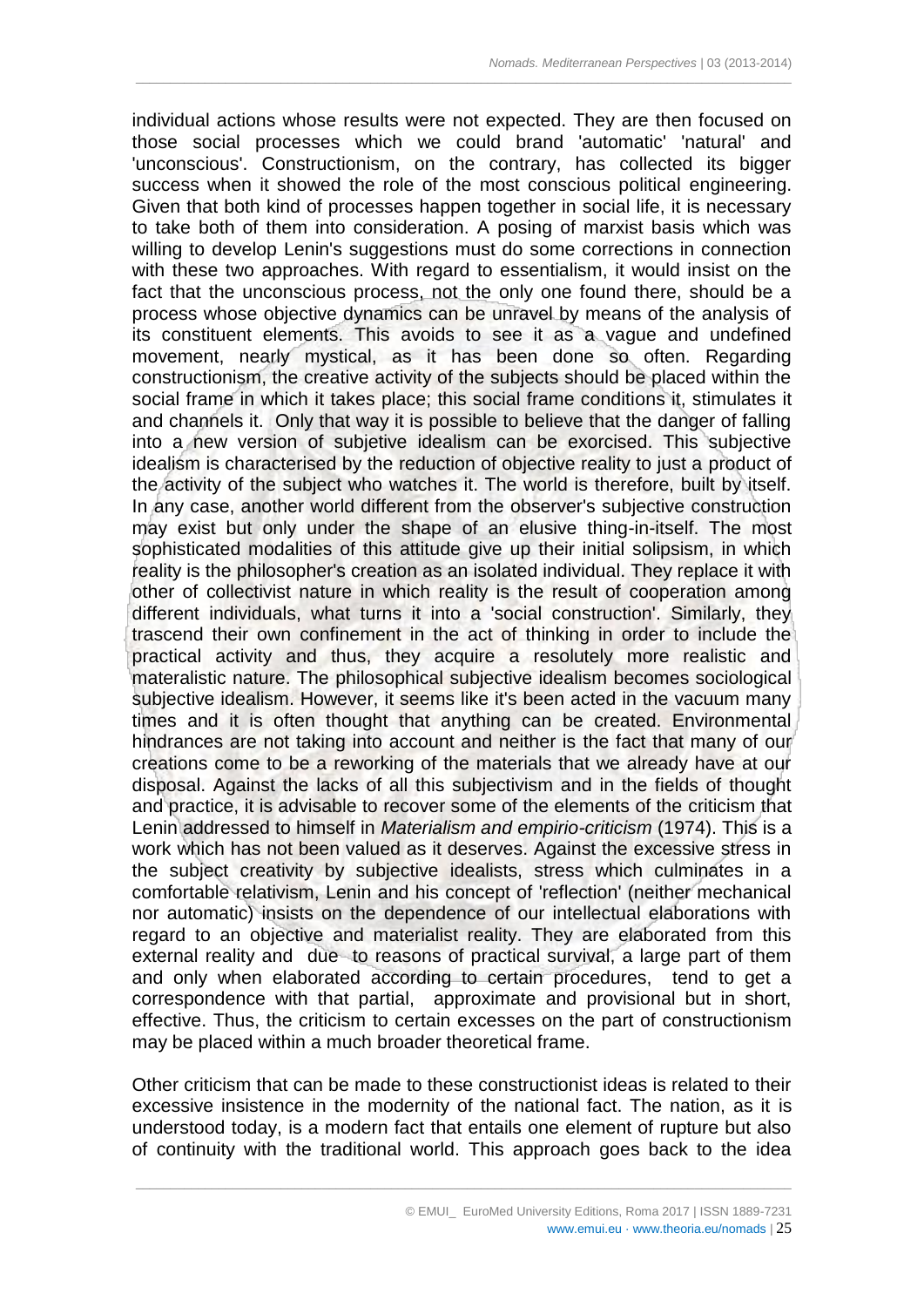individual actions whose results were not expected. They are then focused on those social processes which we could brand 'automatic' 'natural' and 'unconscious'. Constructionism, on the contrary, has collected its bigger success when it showed the role of the most conscious political engineering. Given that both kind of processes happen together in social life, it is necessary to take both of them into consideration. A posing of marxist basis which was willing to develop Lenin's suggestions must do some corrections in connection with these two approaches. With regard to essentialism, it would insist on the fact that the unconscious process, not the only one found there, should be a process whose objective dynamics can be unravel by means of the analysis of its constituent elements. This avoids to see it as a vague and undefined movement, nearly mystical, as it has been done so often. Regarding constructionism, the creative activity of the subjects should be placed within the social frame in which it takes place; this social frame conditions it, stimulates it and channels it. Only that way it is possible to believe that the danger of falling into a new version of subjetive idealism can be exorcised. This subjective idealism is characterised by the reduction of objective reality to just a product of the activity of the subject who watches it. The world is therefore, built by itself. In any case, another world different from the observer's subjective construction may exist but only under the shape of an elusive thing-in-itself. The most sophisticated modalities of this attitude give up their initial solipsism, in which reality is the philosopher's creation as an isolated individual. They replace it with other of collectivist nature in which reality is the result of cooperation among different individuals, what turns it into a 'social construction'. Similarly, they trascend their own confinement in the act of thinking in order to include the practical activity and thus, they acquire a resolutely more realistic and materalistic nature. The philosophical subjective idealism becomes sociological subjective idealism. However, it seems like it's been acted in the vacuum many times and it is often thought that anything can be created. Environmental hindrances are not taking into account and neither is the fact that many of our creations come to be a reworking of the materials that we already have at our disposal. Against the lacks of all this subjectivism and in the fields of thought and practice, it is advisable to recover some of the elements of the criticism that Lenin addressed to himself in *Materialism and empirio-criticism* (1974). This is a work which has not been valued as it deserves. Against the excessive stress in the subject creativity by subjective idealists, stress which culminates in a comfortable relativism, Lenin and his concept of 'reflection' (neither mechanical nor automatic) insists on the dependence of our intellectual elaborations with regard to an objective and materialist reality. They are elaborated from this external reality and due to reasons of practical survival, a large part of them and only when elaborated according to certain procedures, tend to get a correspondence with that partial, approximate and provisional but in short, effective. Thus, the criticism to certain excesses on the part of constructionism may be placed within a much broader theoretical frame.

Other criticism that can be made to these constructionist ideas is related to their excessive insistence in the modernity of the national fact. The nation, as it is understood today, is a modern fact that entails one element of rupture but also of continuity with the traditional world. This approach goes back to the idea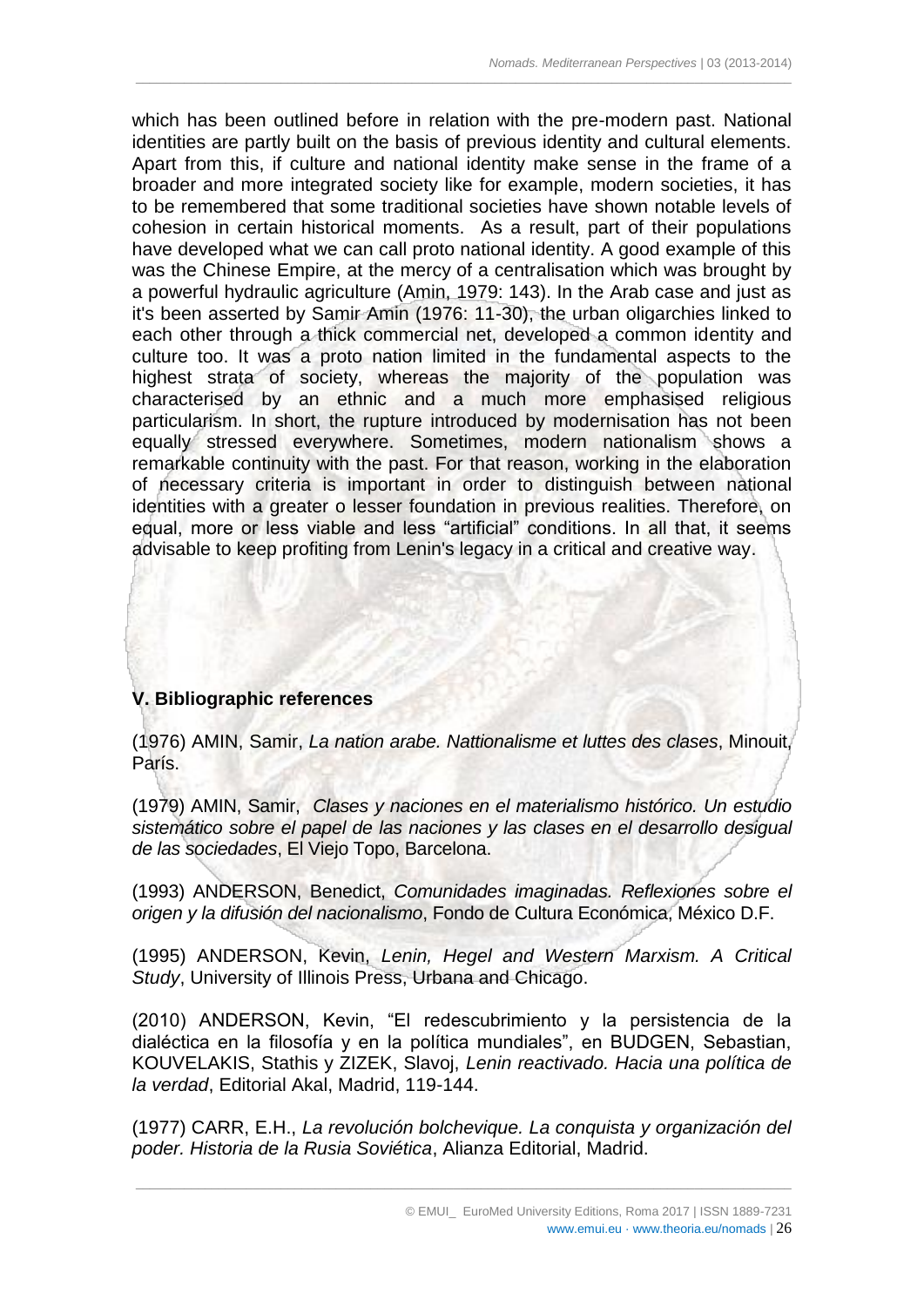which has been outlined before in relation with the pre-modern past. National identities are partly built on the basis of previous identity and cultural elements. Apart from this, if culture and national identity make sense in the frame of a broader and more integrated society like for example, modern societies, it has to be remembered that some traditional societies have shown notable levels of cohesion in certain historical moments. As a result, part of their populations have developed what we can call proto national identity. A good example of this was the Chinese Empire, at the mercy of a centralisation which was brought by a powerful hydraulic agriculture (Amin, 1979: 143). In the Arab case and just as it's been asserted by Samir Amin (1976: 11-30), the urban oligarchies linked to each other through a thick commercial net, developed a common identity and culture too. It was a proto nation limited in the fundamental aspects to the highest strata of society, whereas the majority of the population was characterised by an ethnic and a much more emphasised religious particularism. In short, the rupture introduced by modernisation has not been equally stressed everywhere. Sometimes, modern nationalism shows a remarkable continuity with the past. For that reason, working in the elaboration of necessary criteria is important in order to distinguish between national identities with a greater o lesser foundation in previous realities. Therefore, on equal, more or less viable and less "artificial" conditions. In all that, it seems advisable to keep profiting from Lenin's legacy in a critical and creative way.

## V. Bibliographic references

(1976) AMIN, Samir, *La nation arabe. Nattionalisme et luttes des clases*, Minouit, París.

(1979) AMIN, Samir, *Clases y naciones en el materialismo histórico. Un estudio sistemático sobre el papel de las naciones y las clases en el desarrollo desigual de las sociedades*, El Viejo Topo, Barcelona.

(1993) ANDERSON, Benedict, *Comunidades imaginadas. Reflexiones sobre el origen y la difusión del nacionalismo*, Fondo de Cultura Económica, México D.F.

(1995) ANDERSON, Kevin, *Lenin, Hegel and Western Marxism. A Critical Study*, University of Illinois Press, Urbana and Chicago.

(2010) ANDERSON, Kevin, "El redescubrimiento y la persistencia de la dialéctica en la filosofía y en la política mundiales", en BUDGEN, Sebastian, KOUVELAKIS, Stathis y ZIZEK, Slavoj, *Lenin reactivado. Hacia una política de la verdad*, Editorial Akal, Madrid, 119-144.

(1977) CARR, E.H., *La revolución bolchevique. La conquista y organización del poder. Historia de la Rusia Soviética*, Alianza Editorial, Madrid.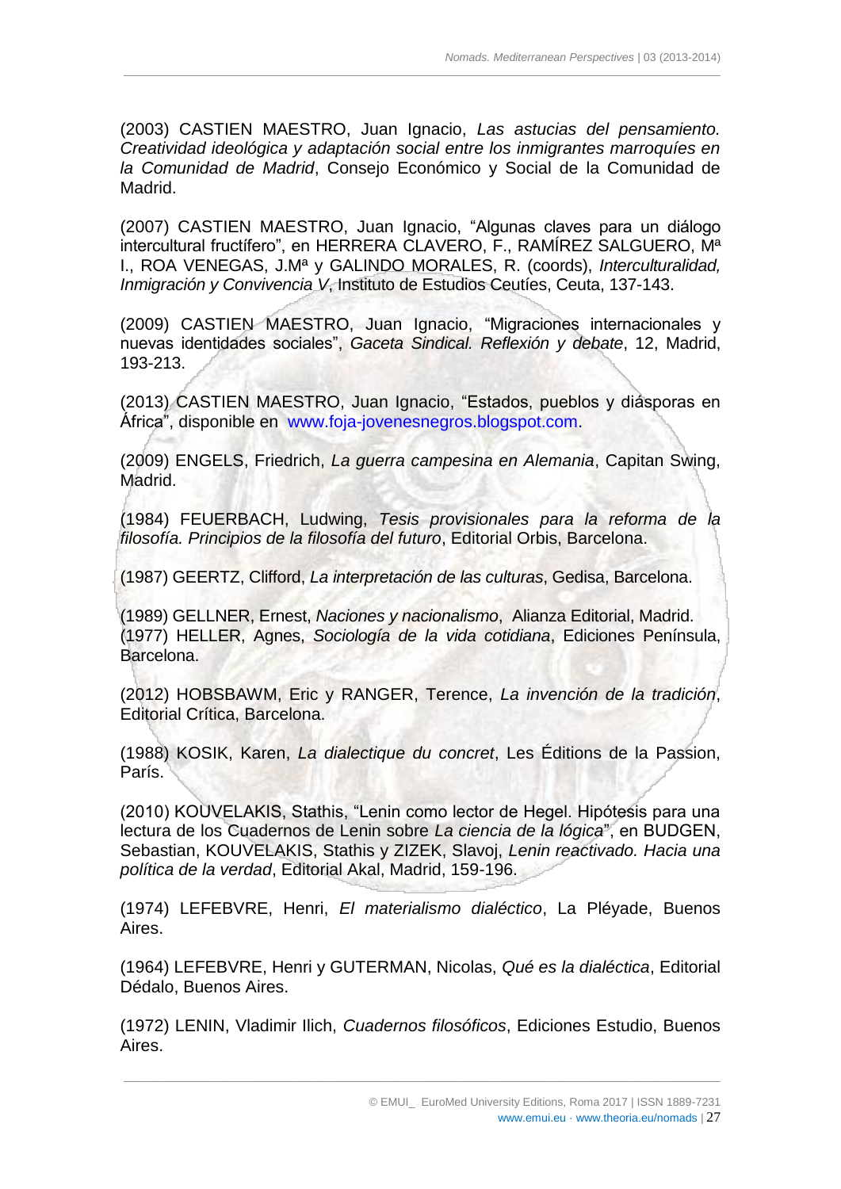(2003) CASTIEN MAESTRO, Juan Ignacio, *Las astucias del pensamiento. Creatividad ideológica y adaptación social entre los inmigrantes marroquíes en la Comunidad de Madrid*, Consejo Económico y Social de la Comunidad de Madrid.

(2007) CASTIEN MAESTRO, Juan Ignacio, "Algunas claves para un diálogo intercultural fructífero", en HERRERA CLAVERO, F., RAMÍREZ SALGUERO, Mª I., ROA VENEGAS, J.Mª y GALINDO MORALES, R. (coords), *Interculturalidad, Inmigración y Convivencia V*, Instituto de Estudios Ceutíes, Ceuta, 137-143.

(2009) CASTIEN MAESTRO, Juan Ignacio, "Migraciones internacionales y nuevas identidades sociales", *Gaceta Sindical. Reflexión y debate*, 12, Madrid, 193-213.

(2013) CASTIEN MAESTRO, Juan Ignacio, "Estados, pueblos y diásporas en África", disponible en www.foja-jovenesnegros.blogspot.com.

(2009) ENGELS, Friedrich, *La guerra campesina en Alemania*, Capitan Swing, Madrid.

(1984) FEUERBACH, Ludwing, *Tesis provisionales para la reforma de la filosofía. Principios de la filosofía del futuro*, Editorial Orbis, Barcelona.

(1987) GEERTZ, Clifford, *La interpretación de las culturas*, Gedisa, Barcelona.

(1989) GELLNER, Ernest, *Naciones y nacionalismo*, Alianza Editorial, Madrid.
(1977) HELLER, Agnes, *Sociología de la vida cotidiana*, Ediciones Península, Barcelona.

(2012) HOBSBAWM, Eric y RANGER, Terence, *La invención de la tradición*, Editorial Crítica, Barcelona.

(1988) KOSIK, Karen, *La dialectique du concret*, Les Éditions de la Passion, París.

(2010) KOUVELAKIS, Stathis, "Lenin como lector de Hegel. Hipótesis para una lectura de los Cuadernos de Lenin sobre *La ciencia de la lógica*", en BUDGEN, Sebastian, KOUVELAKIS, Stathis y ZIZEK, Slavoj, *Lenin reactivado. Hacia una política de la verdad*, Editorial Akal, Madrid, 159-196.

(1974) LEFEBVRE, Henri, *El materialismo dialéctico*, La Pléyade, Buenos Aires.

(1964) LEFEBVRE, Henri y GUTERMAN, Nicolas, *Qué es la dialéctica*, Editorial Dédalo, Buenos Aires.

(1972) LENIN, Vladimir Ilich, *Cuadernos filosóficos*, Ediciones Estudio, Buenos Aires.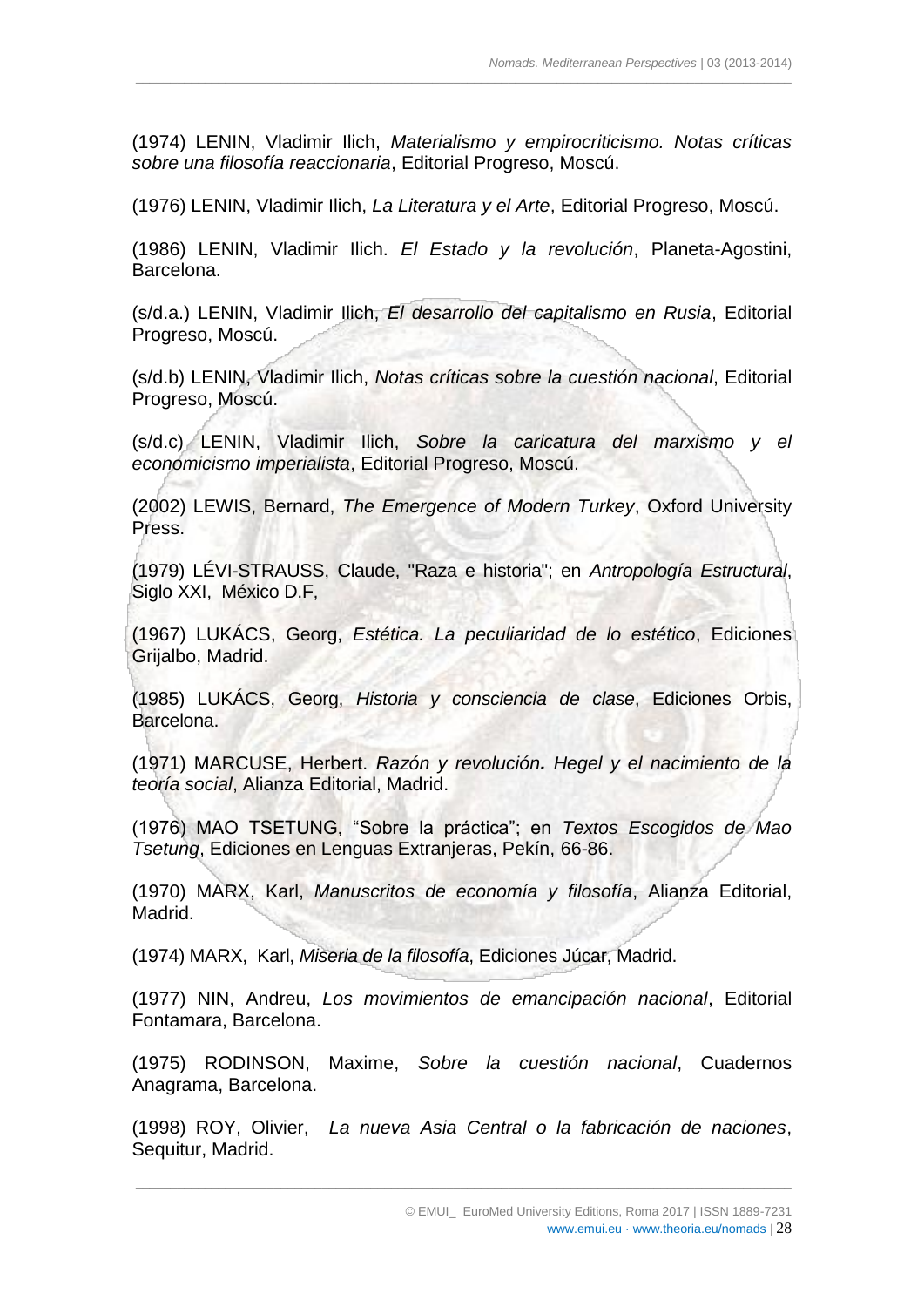(1974) LENIN, Vladimir Ilich, *Materialismo y empirocriticismo. Notas críticas sobre una filosofía reaccionaria*, Editorial Progreso, Moscú.

(1976) LENIN, Vladimir Ilich, *La Literatura y el Arte*, Editorial Progreso, Moscú.

(1986) LENIN, Vladimir Ilich. *El Estado y la revolución*, Planeta-Agostini, Barcelona.

(s/d.a.) LENIN, Vladimir Ilich, *El desarrollo del capitalismo en Rusia*, Editorial Progreso, Moscú.

(s/d.b) LENIN, Vladimir Ilich, *Notas críticas sobre la cuestión nacional*, Editorial Progreso, Moscú.

(s/d.c) LENIN, Vladimir Ilich, *Sobre la caricatura del marxismo y el economicismo imperialista*, Editorial Progreso, Moscú.

(2002) LEWIS, Bernard, *The Emergence of Modern Turkey*, Oxford University Press.

(1979) LÉVI-STRAUSS, Claude, "Raza e historia"; en *Antropología Estructural*, Siglo XXI, México D.F,

(1967) LUKÁCS, Georg, *Estética. La peculiaridad de lo estético*, Ediciones Grijalbo, Madrid.

(1985) LUKÁCS, Georg, *Historia y consciencia de clase*, Ediciones Orbis, Barcelona.

(1971) MARCUSE, Herbert. *Razón y revolución. Hegel y el nacimiento de la teoría social*, Alianza Editorial, Madrid.

(1976) MAO TSETUNG, "Sobre la práctica"; en *Textos Escogidos de Mao Tsetung*, Ediciones en Lenguas Extranjeras, Pekín, 66-86.

(1970) MARX, Karl, *Manuscritos de economía y filosofía*, Alianza Editorial, Madrid.

(1974) MARX, Karl, *Miseria de la filosofía*, Ediciones Júcar, Madrid.

(1977) NIN, Andreu, *Los movimientos de emancipación nacional*, Editorial Fontamara, Barcelona.

(1975) RODINSON, Maxime, *Sobre la cuestión nacional*, Cuadernos Anagrama, Barcelona.

(1998) ROY, Olivier, *La nueva Asia Central o la fabricación de naciones*, Sequitur, Madrid.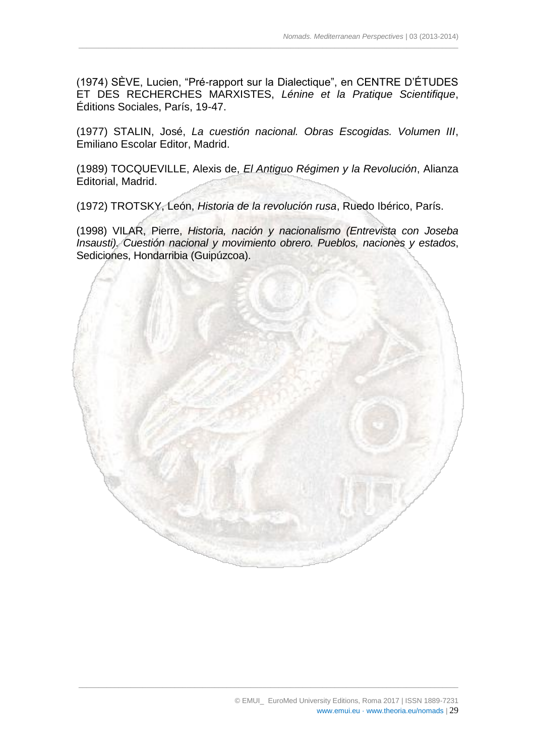(1974) SÈVE, Lucien, "Pré-rapport sur la Dialectique", en CENTRE D'ÉTUDES ET DES RECHERCHES MARXISTES, *Lénine et la Pratique Scientifique*, Éditions Sociales, París, 19-47.

(1977) STALIN, José, *La cuestión nacional. Obras Escogidas. Volumen III*, Emiliano Escolar Editor, Madrid.

(1989) TOCQUEVILLE, Alexis de, *El Antiguo Régimen y la Revolución*, Alianza Editorial, Madrid.

(1972) TROTSKY, León, *Historia de la revolución rusa*, Ruedo Ibérico, París.

(1998) VILAR, Pierre, *Historia, nación y nacionalismo (Entrevista con Joseba Insausti). Cuestión nacional y movimiento obrero. Pueblos, naciones y estados*, Sediciones, Hondarribia (Guipúzcoa).